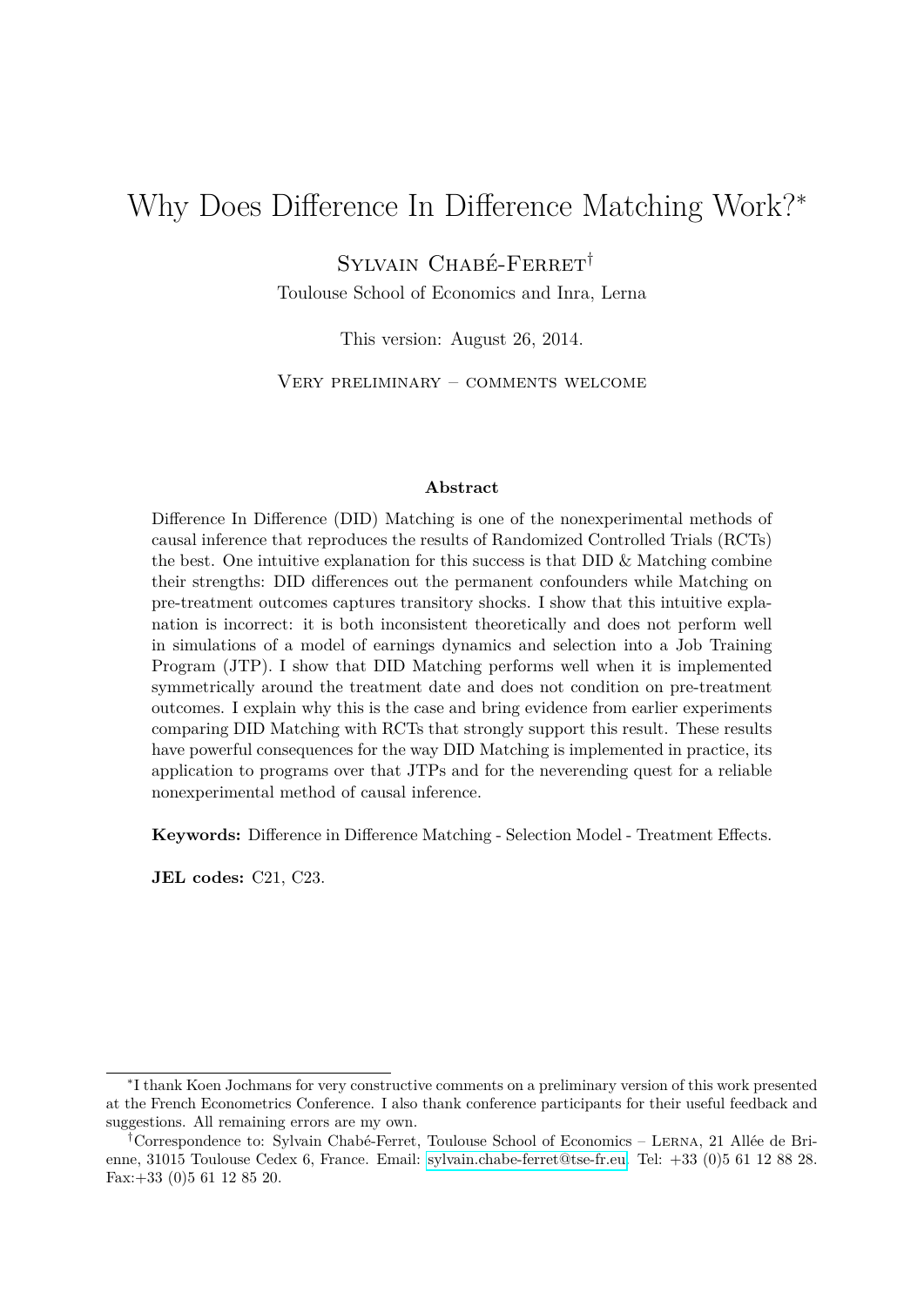# Why Does Difference In Difference Matching Work?*

Sylvain Chabé-Ferret†

Toulouse School of Economics and Inra, Lerna

This version: August 26, 2014.

Very preliminary – comments welcome

### Abstract

Difference In Difference (DID) Matching is one of the nonexperimental methods of causal inference that reproduces the results of Randomized Controlled Trials (RCTs) the best. One intuitive explanation for this success is that DID & Matching combine their strengths: DID differences out the permanent confounders while Matching on pre-treatment outcomes captures transitory shocks. I show that this intuitive explanation is incorrect: it is both inconsistent theoretically and does not perform well in simulations of a model of earnings dynamics and selection into a Job Training Program (JTP). I show that DID Matching performs well when it is implemented symmetrically around the treatment date and does not condition on pre-treatment outcomes. I explain why this is the case and bring evidence from earlier experiments comparing DID Matching with RCTs that strongly support this result. These results have powerful consequences for the way DID Matching is implemented in practice, its application to programs over that JTPs and for the neverending quest for a reliable nonexperimental method of causal inference.

**Keywords:** Difference in Difference Matching - Selection Model - Treatment Effects.

**JEL codes:** C21, C23.

---

*I thank Koen Jochmans for very constructive comments on a preliminary version of this work presented at the French Econometrics Conference. I also thank conference participants for their useful feedback and suggestions. All remaining errors are my own.

†Correspondence to: Sylvain Chabé-Ferret, Toulouse School of Economics – Lerna, 21 Allée de Brienne, 31015 Toulouse Cedex 6, France. Email: sylvain.chabe-ferret@tse-fr.eu. Tel: +33 (0)5 61 12 88 28. Fax:+33 (0)5 61 12 85 20.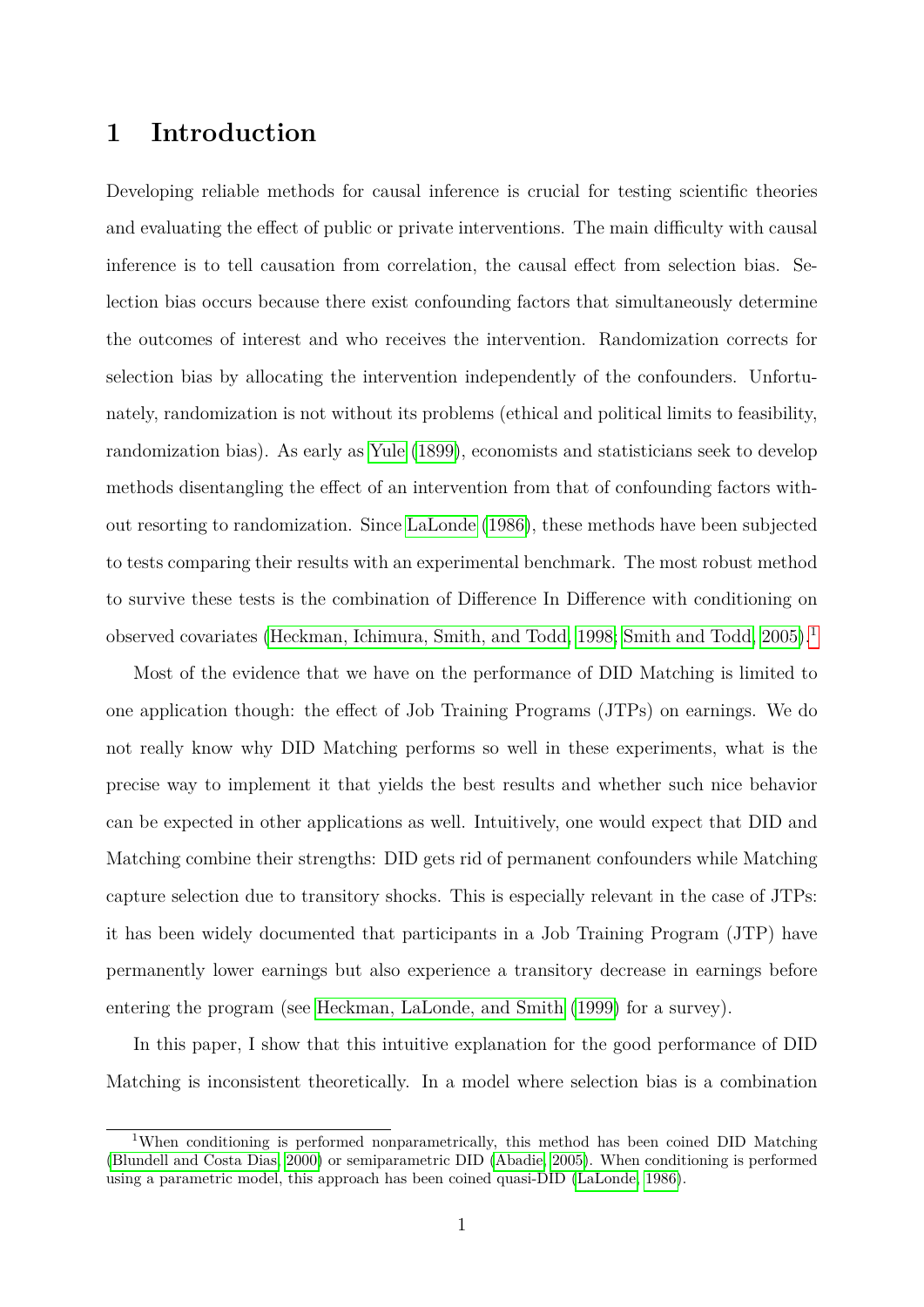# 1 Introduction

Developing reliable methods for causal inference is crucial for testing scientific theories and evaluating the effect of public or private interventions. The main difficulty with causal inference is to tell causation from correlation, the causal effect from selection bias. Selection bias occurs because there exist confounding factors that simultaneously determine the outcomes of interest and who receives the intervention. Randomization corrects for selection bias by allocating the intervention independently of the confounders. Unfortunately, randomization is not without its problems (ethical and political limits to feasibility, randomization bias). As early as Yule (1899), economists and statisticians seek to develop methods disentangling the effect of an intervention from that of confounding factors without resorting to randomization. Since LaLonde (1986), these methods have been subjected to tests comparing their results with an experimental benchmark. The most robust method to survive these tests is the combination of Difference In Difference with conditioning on observed covariates (Heckman, Ichimura, Smith, and Todd, 1998; Smith and Todd, 2005).[1]

Most of the evidence that we have on the performance of DID Matching is limited to one application though: the effect of Job Training Programs (JTPs) on earnings. We do not really know why DID Matching performs so well in these experiments, what is the precise way to implement it that yields the best results and whether such nice behavior can be expected in other applications as well. Intuitively, one would expect that DID and Matching combine their strengths: DID gets rid of permanent confounders while Matching capture selection due to transitory shocks. This is especially relevant in the case of JTPs: it has been widely documented that participants in a Job Training Program (JTP) have permanently lower earnings but also experience a transitory decrease in earnings before entering the program (see Heckman, LaLonde, and Smith (1999) for a survey).

In this paper, I show that this intuitive explanation for the good performance of DID Matching is inconsistent theoretically. In a model where selection bias is a combination

[1] When conditioning is performed nonparametrically, this method has been coined DID Matching (Blundell and Costa Dias, 2000) or semiparametric DID (Abadie, 2005). When conditioning is performed using a parametric model, this approach has been coined quasi-DID (LaLonde, 1986).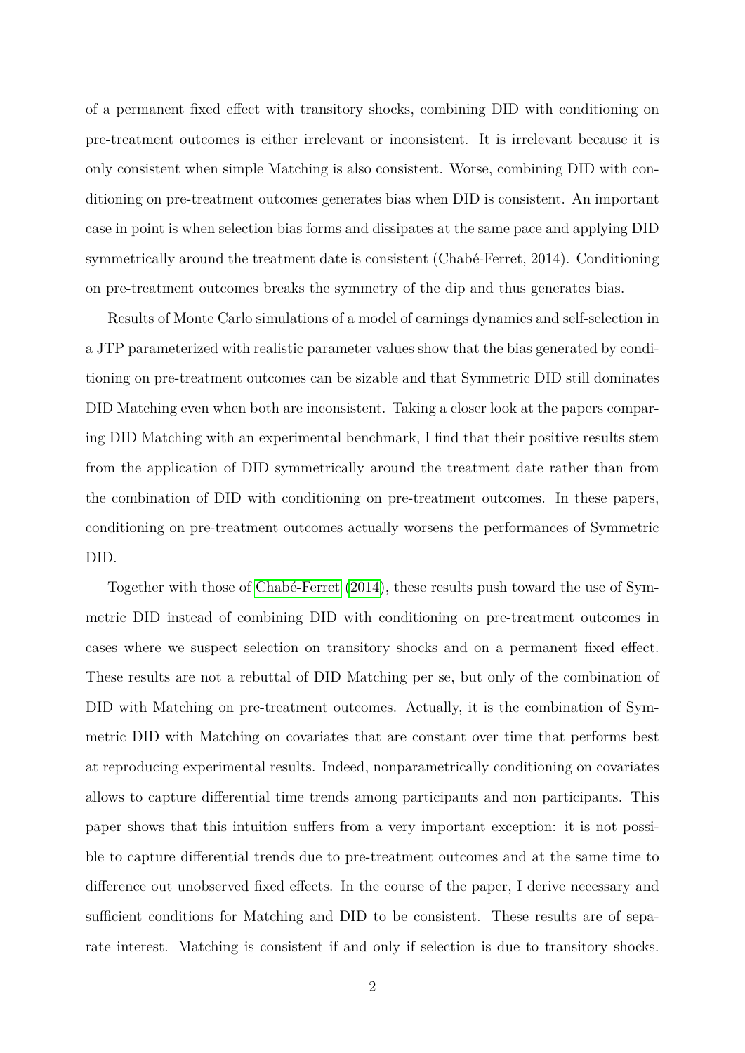of a permanent fixed effect with transitory shocks, combining DID with conditioning on pre-treatment outcomes is either irrelevant or inconsistent. It is irrelevant because it is only consistent when simple Matching is also consistent. Worse, combining DID with conditioning on pre-treatment outcomes generates bias when DID is consistent. An important case in point is when selection bias forms and dissipates at the same pace and applying DID symmetrically around the treatment date is consistent (Chabé-Ferret, 2014). Conditioning on pre-treatment outcomes breaks the symmetry of the dip and thus generates bias.

Results of Monte Carlo simulations of a model of earnings dynamics and self-selection in a JTP parameterized with realistic parameter values show that the bias generated by conditioning on pre-treatment outcomes can be sizable and that Symmetric DID still dominates DID Matching even when both are inconsistent. Taking a closer look at the papers comparing DID Matching with an experimental benchmark, I find that their positive results stem from the application of DID symmetrically around the treatment date rather than from the combination of DID with conditioning on pre-treatment outcomes. In these papers, conditioning on pre-treatment outcomes actually worsens the performances of Symmetric DID.

Together with those of Chabé-Ferret (2014), these results push toward the use of Symmetric DID instead of combining DID with conditioning on pre-treatment outcomes in cases where we suspect selection on transitory shocks and on a permanent fixed effect. These results are not a rebuttal of DID Matching per se, but only of the combination of DID with Matching on pre-treatment outcomes. Actually, it is the combination of Symmetric DID with Matching on covariates that are constant over time that performs best at reproducing experimental results. Indeed, nonparametrically conditioning on covariates allows to capture differential time trends among participants and non participants. This paper shows that this intuition suffers from a very important exception: it is not possible to capture differential trends due to pre-treatment outcomes and at the same time to difference out unobserved fixed effects. In the course of the paper, I derive necessary and sufficient conditions for Matching and DID to be consistent. These results are of separate interest. Matching is consistent if and only if selection is due to transitory shocks.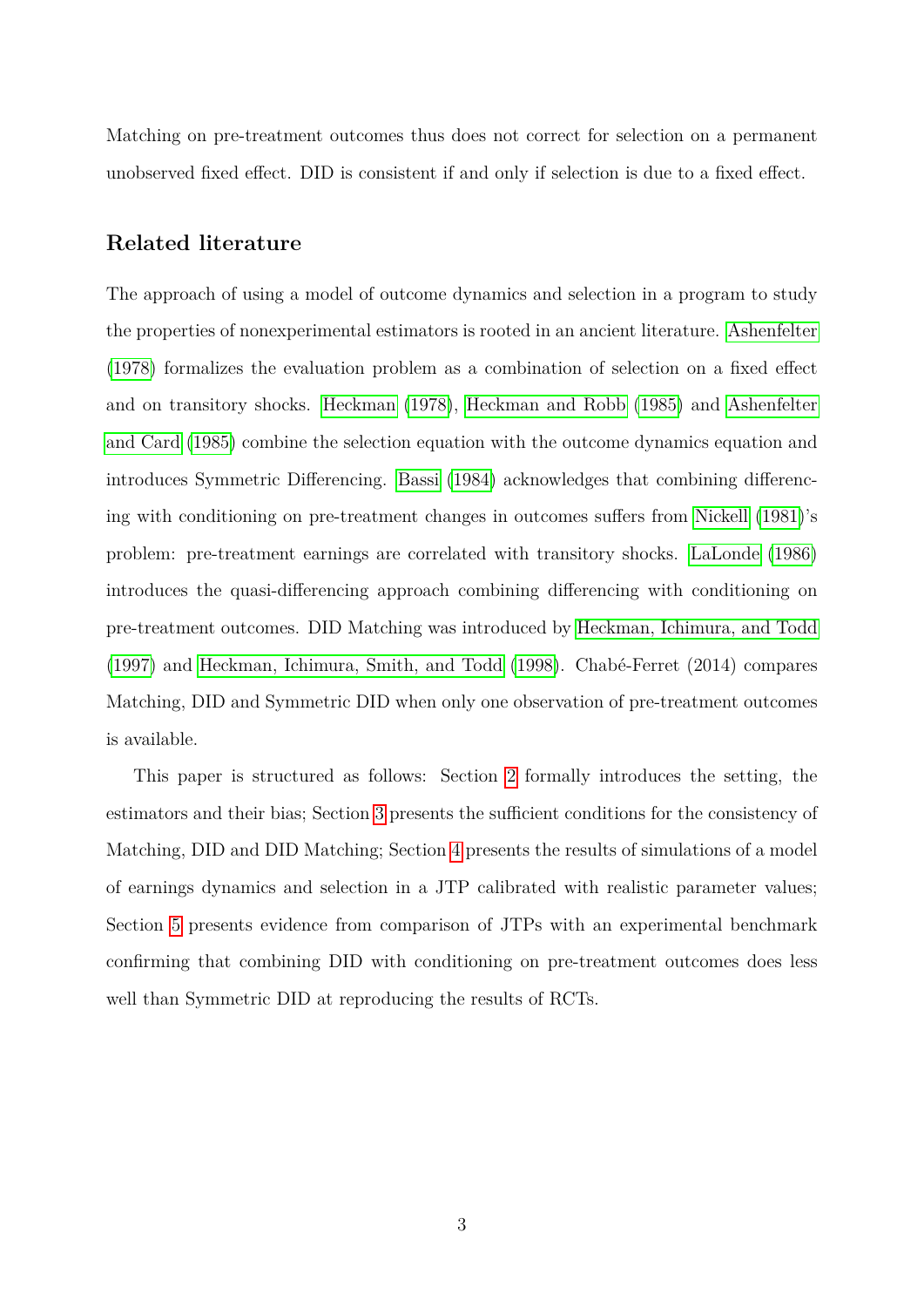Matching on pre-treatment outcomes thus does not correct for selection on a permanent unobserved fixed effect. DID is consistent if and only if selection is due to a fixed effect.

## Related literature

The approach of using a model of outcome dynamics and selection in a program to study the properties of nonexperimental estimators is rooted in an ancient literature. Ashenfelter (1978) formalizes the evaluation problem as a combination of selection on a fixed effect and on transitory shocks. Heckman (1978), Heckman and Robb (1985) and Ashenfelter and Card (1985) combine the selection equation with the outcome dynamics equation and introduces Symmetric Differencing. Bassi (1984) acknowledges that combining differencing with conditioning on pre-treatment changes in outcomes suffers from Nickell (1981)'s problem: pre-treatment earnings are correlated with transitory shocks. LaLonde (1986) introduces the quasi-differencing approach combining differencing with conditioning on pre-treatment outcomes. DID Matching was introduced by Heckman, Ichimura, and Todd (1997) and Heckman, Ichimura, Smith, and Todd (1998). Chabé-Ferret (2014) compares Matching, DID and Symmetric DID when only one observation of pre-treatment outcomes is available.

This paper is structured as follows: Section 2 formally introduces the setting, the estimators and their bias; Section 3 presents the sufficient conditions for the consistency of Matching, DID and DID Matching; Section 4 presents the results of simulations of a model of earnings dynamics and selection in a JTP calibrated with realistic parameter values; Section 5 presents evidence from comparison of JTPs with an experimental benchmark confirming that combining DID with conditioning on pre-treatment outcomes does less well than Symmetric DID at reproducing the results of RCTs.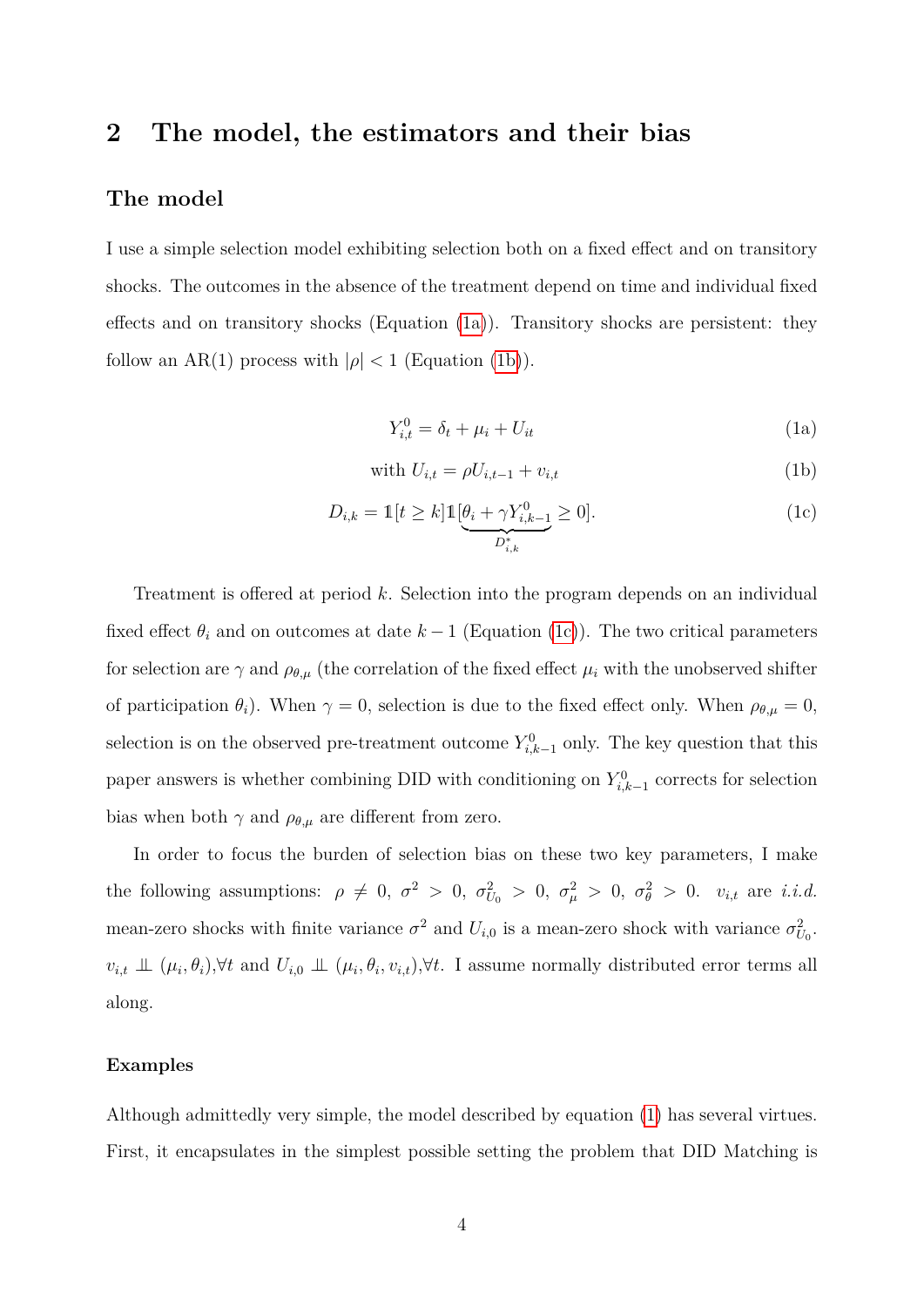## 2 The model, the estimators and their bias

### The model

I use a simple selection model exhibiting selection both on a fixed effect and on transitory shocks. The outcomes in the absence of the treatment depend on time and individual fixed effects and on transitory shocks (Equation (1a)). Transitory shocks are persistent: they follow an AR(1) process with $|\rho| < 1$ (Equation (1b)).

$$Y^0_{i,t} = \delta_t + \mu_i + U_{it} \tag{1a}$$

$$\text{with } U_{i,t} = \rho U_{i,t-1} + v_{i,t} \tag{1b}$$

$$D_{i,k} = \mathbb{1}[t \geq k]\mathbb{1}[\underbrace{\theta_i + \gamma Y^0_{i,k-1}}_{D^*_{i,k}} \geq 0]. \tag{1c}$$

Treatment is offered at period $k$. Selection into the program depends on an individual fixed effect $\theta_i$ and on outcomes at date $k-1$ (Equation (1c)). The two critical parameters for selection are $\gamma$ and $\rho_{\theta,\mu}$ (the correlation of the fixed effect $\mu_i$ with the unobserved shifter of participation $\theta_i$). When $\gamma = 0$, selection is due to the fixed effect only. When $\rho_{\theta,\mu} = 0$, selection is on the observed pre-treatment outcome $Y^0_{i,k-1}$ only. The key question that this paper answers is whether combining DID with conditioning on $Y^0_{i,k-1}$ corrects for selection bias when both $\gamma$ and $\rho_{\theta,\mu}$ are different from zero.

In order to focus the burden of selection bias on these two key parameters, I make the following assumptions: $\rho \neq 0$, $\sigma^2 > 0$, $\sigma^2_{U_0} > 0$, $\sigma^2_\mu > 0$, $\sigma^2_\theta > 0$. $v_{i,t}$ are *i.i.d.* mean-zero shocks with finite variance $\sigma^2$ and $U_{i,0}$ is a mean-zero shock with variance $\sigma^2_{U_0}$. $v_{i,t} \perp\!\!\!\perp (\mu_i, \theta_i), \forall t$ and $U_{i,0} \perp\!\!\!\perp (\mu_i, \theta_i, v_{i,t}), \forall t$. I assume normally distributed error terms all along.

#### Examples

Although admittedly very simple, the model described by equation (1) has several virtues. First, it encapsulates in the simplest possible setting the problem that DID Matching is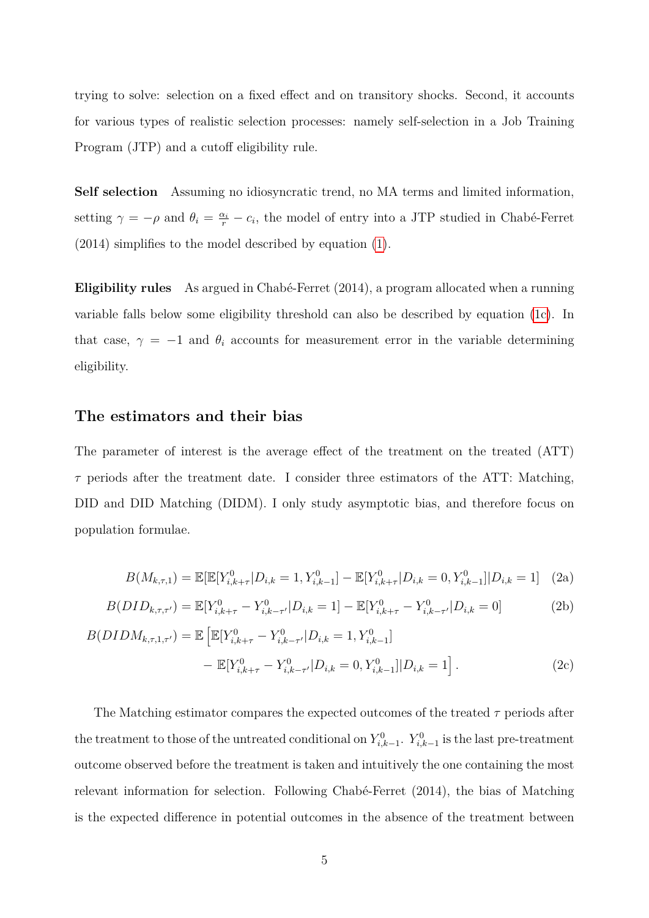trying to solve: selection on a fixed effect and on transitory shocks. Second, it accounts for various types of realistic selection processes: namely self-selection in a Job Training Program (JTP) and a cutoff eligibility rule.

**Self selection** Assuming no idiosyncratic trend, no MA terms and limited information, setting $\gamma = -\rho$ and $\theta_i = \frac{\alpha_i}{r} - c_i$, the model of entry into a JTP studied in Chabé-Ferret (2014) simplifies to the model described by equation (1).

**Eligibility rules** As argued in Chabé-Ferret (2014), a program allocated when a running variable falls below some eligibility threshold can also be described by equation (1c). In that case, $\gamma = -1$ and $\theta_i$ accounts for measurement error in the variable determining eligibility.

## The estimators and their bias

The parameter of interest is the average effect of the treatment on the treated (ATT) $\tau$ periods after the treatment date. I consider three estimators of the ATT: Matching, DID and DID Matching (DIDM). I only study asymptotic bias, and therefore focus on population formulae.

$$B(M_{k,\tau,1}) = \mathbb{E}[\mathbb{E}[Y^0_{i,k+\tau}|D_{i,k} = 1, Y^0_{i,k-1}] - \mathbb{E}[Y^0_{i,k+\tau}|D_{i,k} = 0, Y^0_{i,k-1}]|D_{i,k} = 1] \quad \text{(2a)}$$

$$B(DID_{k,\tau,\tau'}) = \mathbb{E}[Y^0_{i,k+\tau} - Y^0_{i,k-\tau'}|D_{i,k} = 1] - \mathbb{E}[Y^0_{i,k+\tau} - Y^0_{i,k-\tau'}|D_{i,k} = 0] \quad \text{(2b)}$$

$$\begin{aligned} B(DIDM_{k,\tau,1,\tau'}) = \mathbb{E}\Big[&\mathbb{E}[Y^0_{i,k+\tau} - Y^0_{i,k-\tau'}|D_{i,k} = 1, Y^0_{i,k-1}] \\ &- \mathbb{E}[Y^0_{i,k+\tau} - Y^0_{i,k-\tau'}|D_{i,k} = 0, Y^0_{i,k-1}]|D_{i,k} = 1\Big]. \end{aligned} \quad \text{(2c)}$$

The Matching estimator compares the expected outcomes of the treated $\tau$ periods after the treatment to those of the untreated conditional on $Y^0_{i,k-1}$. $Y^0_{i,k-1}$ is the last pre-treatment outcome observed before the treatment is taken and intuitively the one containing the most relevant information for selection. Following Chabé-Ferret (2014), the bias of Matching is the expected difference in potential outcomes in the absence of the treatment between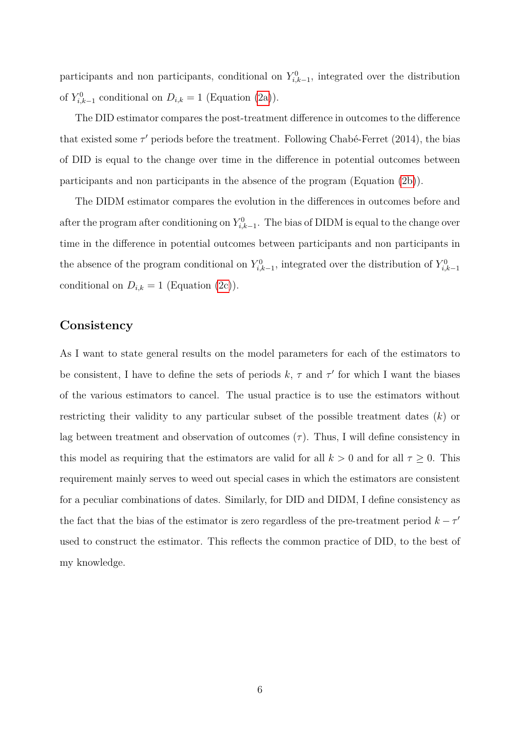participants and non participants, conditional on $Y^0_{i,k-1}$, integrated over the distribution of $Y^0_{i,k-1}$ conditional on $D_{i,k} = 1$ (Equation (2a)).

The DID estimator compares the post-treatment difference in outcomes to the difference that existed some $\tau'$ periods before the treatment. Following Chabé-Ferret (2014), the bias of DID is equal to the change over time in the difference in potential outcomes between participants and non participants in the absence of the program (Equation (2b)).

The DIDM estimator compares the evolution in the differences in outcomes before and after the program after conditioning on $Y^0_{i,k-1}$. The bias of DIDM is equal to the change over time in the difference in potential outcomes between participants and non participants in the absence of the program conditional on $Y^0_{i,k-1}$, integrated over the distribution of $Y^0_{i,k-1}$ conditional on $D_{i,k} = 1$ (Equation (2c)).

## Consistency

As I want to state general results on the model parameters for each of the estimators to be consistent, I have to define the sets of periods $k$, $\tau$ and $\tau'$ for which I want the biases of the various estimators to cancel. The usual practice is to use the estimators without restricting their validity to any particular subset of the possible treatment dates ($k$) or lag between treatment and observation of outcomes ($\tau$). Thus, I will define consistency in this model as requiring that the estimators are valid for all $k > 0$ and for all $\tau \geq 0$. This requirement mainly serves to weed out special cases in which the estimators are consistent for a peculiar combinations of dates. Similarly, for DID and DIDM, I define consistency as the fact that the bias of the estimator is zero regardless of the pre-treatment period $k - \tau'$ used to construct the estimator. This reflects the common practice of DID, to the best of my knowledge.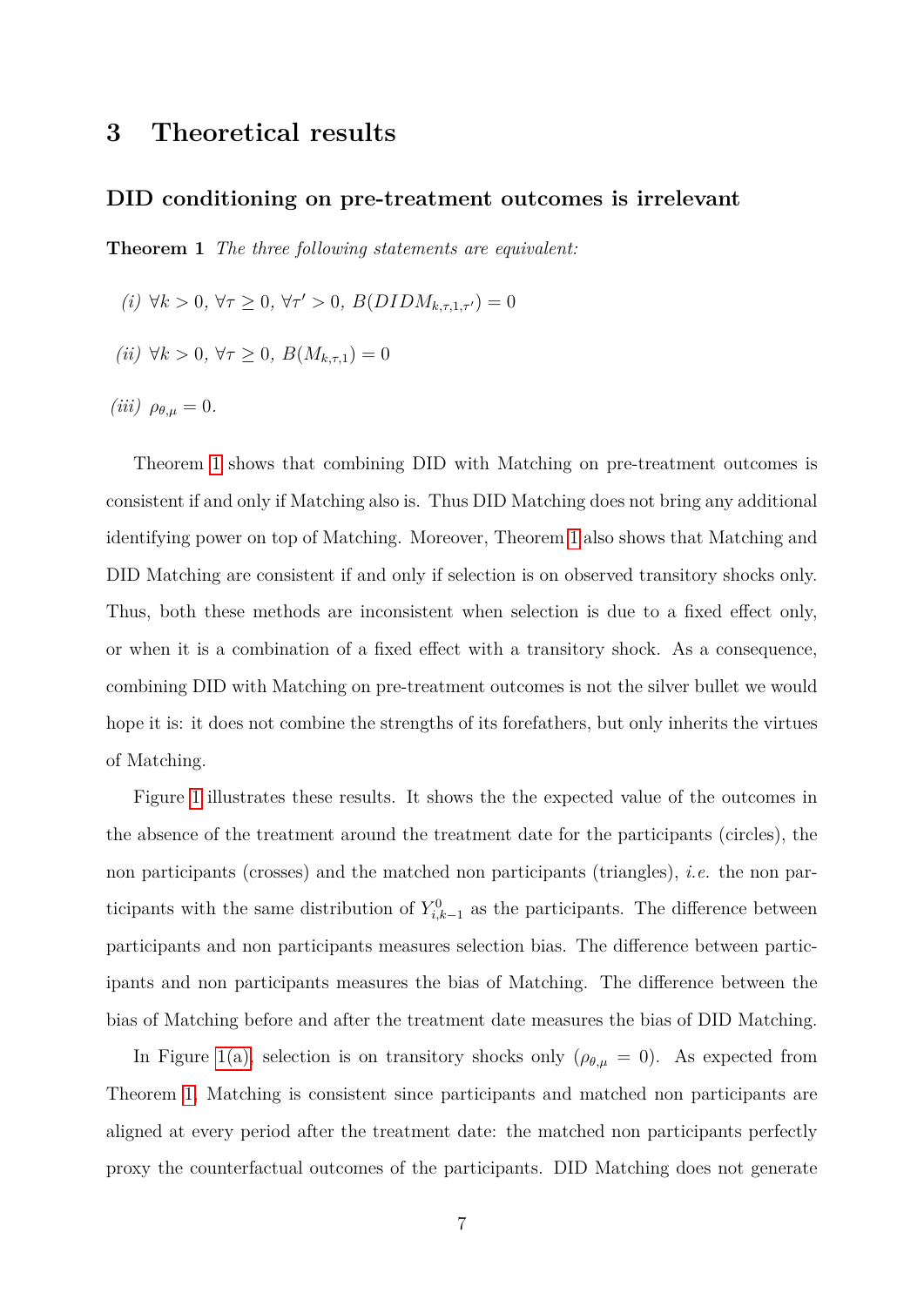## 3 Theoretical results

### DID conditioning on pre-treatment outcomes is irrelevant

**Theorem 1** *The three following statements are equivalent:*

*(i)* $\forall k > 0$, $\forall \tau \geq 0$, $\forall \tau' > 0$, $B(DIDM_{k,\tau,1,\tau'}) = 0$

*(ii)* $\forall k > 0$, $\forall \tau \geq 0$, $B(M_{k,\tau,1}) = 0$

*(iii)* $\rho_{\theta,\mu} = 0$.

Theorem 1 shows that combining DID with Matching on pre-treatment outcomes is consistent if and only if Matching also is. Thus DID Matching does not bring any additional identifying power on top of Matching. Moreover, Theorem 1 also shows that Matching and DID Matching are consistent if and only if selection is on observed transitory shocks only. Thus, both these methods are inconsistent when selection is due to a fixed effect only, or when it is a combination of a fixed effect with a transitory shock. As a consequence, combining DID with Matching on pre-treatment outcomes is not the silver bullet we would hope it is: it does not combine the strengths of its forefathers, but only inherits the virtues of Matching.

Figure 1 illustrates these results. It shows the the expected value of the outcomes in the absence of the treatment around the treatment date for the participants (circles), the non participants (crosses) and the matched non participants (triangles), *i.e.* the non participants with the same distribution of $Y^0_{i,k-1}$ as the participants. The difference between participants and non participants measures selection bias. The difference between participants and non participants measures the bias of Matching. The difference between the bias of Matching before and after the treatment date measures the bias of DID Matching.

In Figure 1(a), selection is on transitory shocks only ($\rho_{\theta,\mu} = 0$). As expected from Theorem 1, Matching is consistent since participants and matched non participants are aligned at every period after the treatment date: the matched non participants perfectly proxy the counterfactual outcomes of the participants. DID Matching does not generate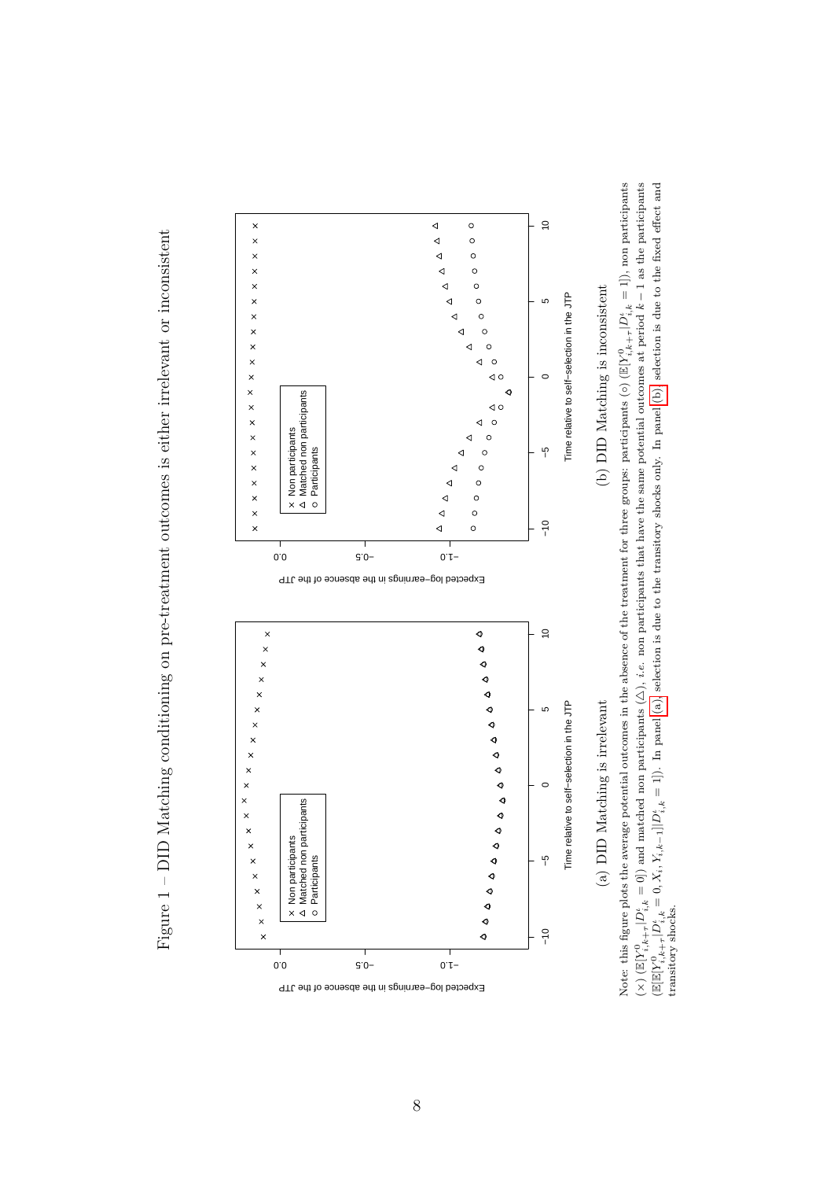Figure 1 – DID Matching conditioning on pre-treatment outcomes is either irrelevant or inconsistent

(a) DID Matching is irrelevant

(b) DID Matching is inconsistent

Note: this figure plots the average potential outcomes in the absence of the treatment for three groups: participants (∘) ($\mathbb{E}[Y^0_{i,k+\tau}|D^\iota_{i,k}=1]$), non participants (×) ($\mathbb{E}[Y^0_{i,k+\tau}|D^\iota_{i,k}=0]$) and matched non participants (△), *i.e.* non participants that have the same potential outcomes at period $k-1$ as the participants ($\mathbb{E}[\mathbb{E}[Y^0_{i,k+\tau}|D^\iota_{i,k}=0, X_i, Y_{i,k-1}]|D^\iota_{i,k}=1]$). In panel (a), selection is due to the transitory shocks only. In panel (b), selection is due to the fixed effect and transitory shocks.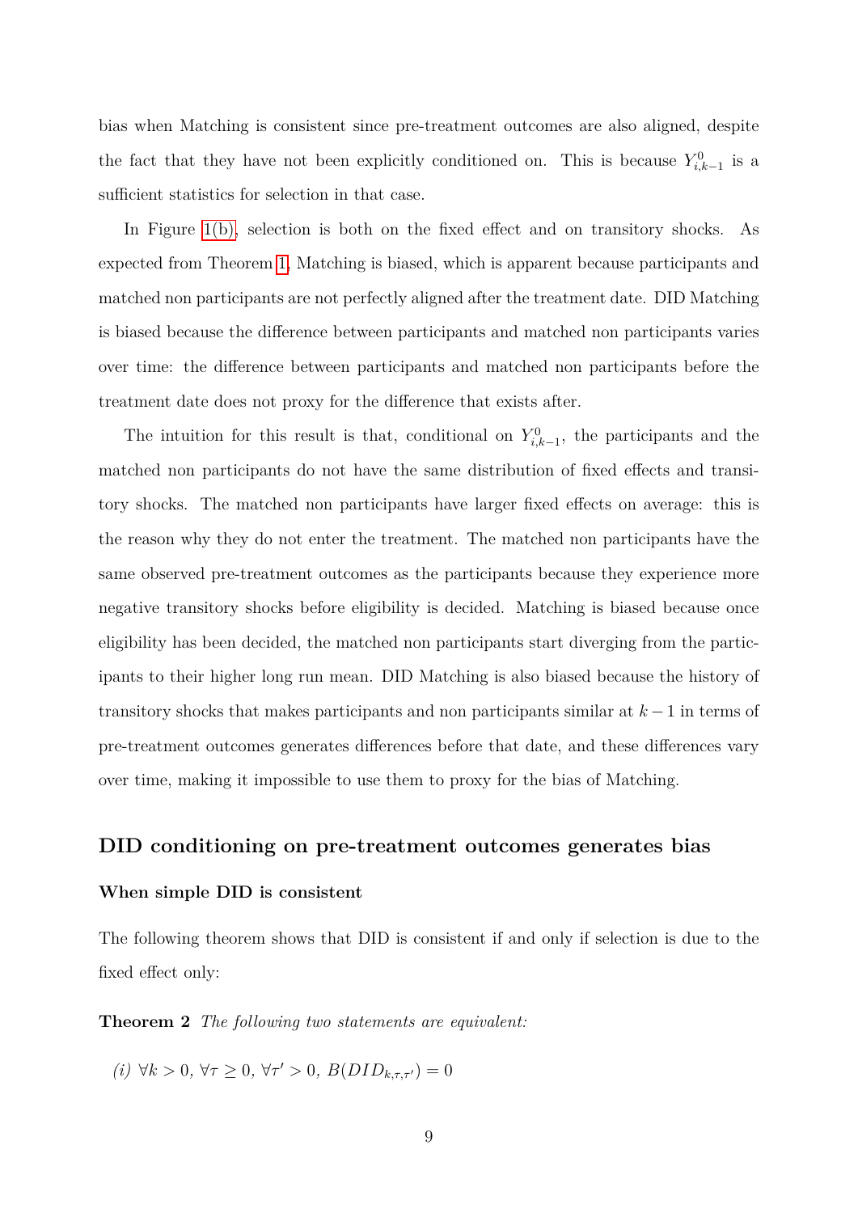bias when Matching is consistent since pre-treatment outcomes are also aligned, despite the fact that they have not been explicitly conditioned on. This is because $Y^0_{i,k-1}$ is a sufficient statistics for selection in that case.

In Figure 1(b), selection is both on the fixed effect and on transitory shocks. As expected from Theorem 1, Matching is biased, which is apparent because participants and matched non participants are not perfectly aligned after the treatment date. DID Matching is biased because the difference between participants and matched non participants varies over time: the difference between participants and matched non participants before the treatment date does not proxy for the difference that exists after.

The intuition for this result is that, conditional on $Y^0_{i,k-1}$, the participants and the matched non participants do not have the same distribution of fixed effects and transitory shocks. The matched non participants have larger fixed effects on average: this is the reason why they do not enter the treatment. The matched non participants have the same observed pre-treatment outcomes as the participants because they experience more negative transitory shocks before eligibility is decided. Matching is biased because once eligibility has been decided, the matched non participants start diverging from the participants to their higher long run mean. DID Matching is also biased because the history of transitory shocks that makes participants and non participants similar at $k-1$ in terms of pre-treatment outcomes generates differences before that date, and these differences vary over time, making it impossible to use them to proxy for the bias of Matching.

## DID conditioning on pre-treatment outcomes generates bias

### When simple DID is consistent

The following theorem shows that DID is consistent if and only if selection is due to the fixed effect only:

**Theorem 2** *The following two statements are equivalent:*

*(i)* $\forall k > 0$, $\forall \tau \geq 0$, $\forall \tau' > 0$, $B(DID_{k,\tau,\tau'}) = 0$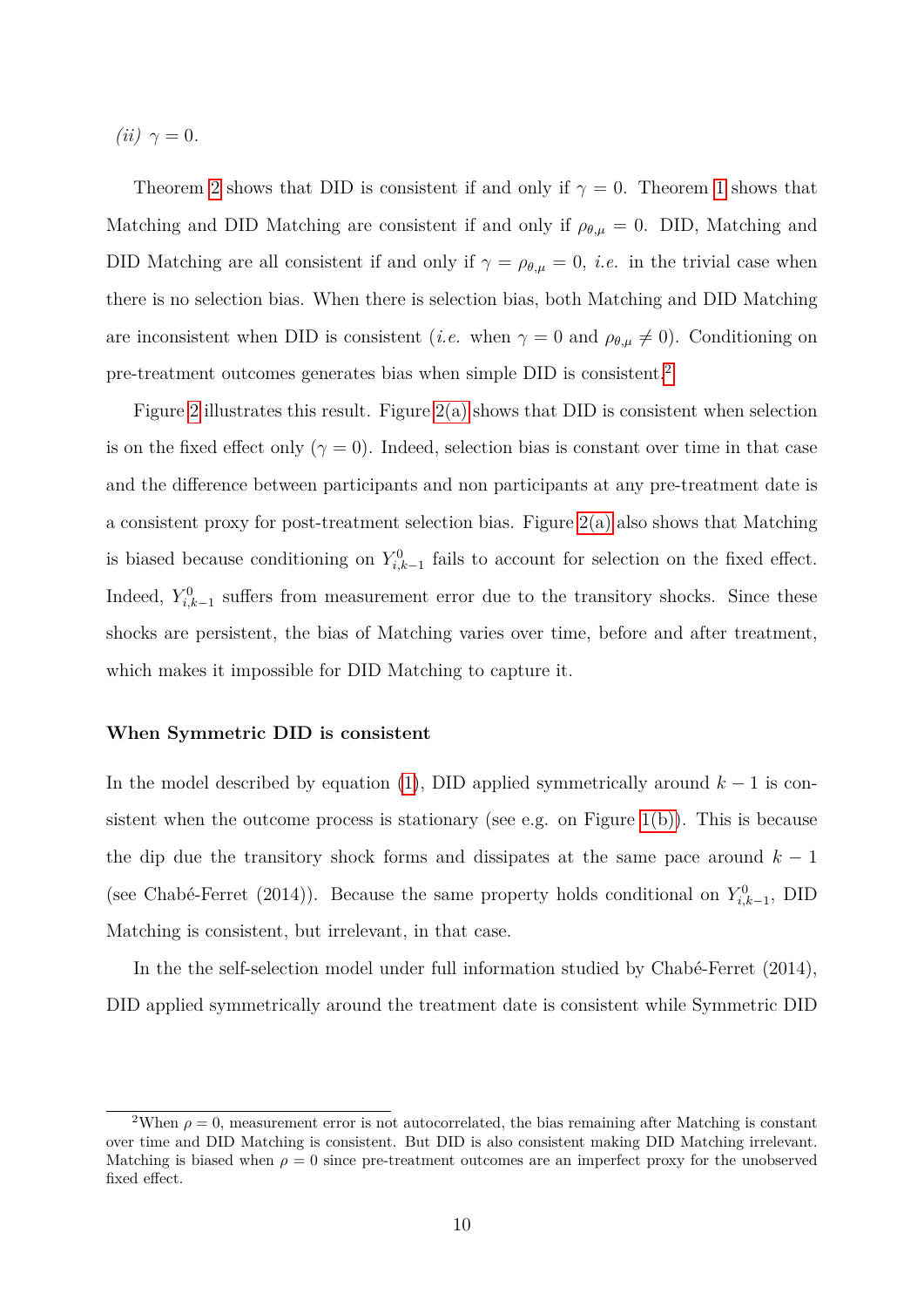*(ii)* $\gamma = 0$.

Theorem 2 shows that DID is consistent if and only if $\gamma = 0$. Theorem 1 shows that Matching and DID Matching are consistent if and only if $\rho_{\theta,\mu} = 0$. DID, Matching and DID Matching are all consistent if and only if $\gamma = \rho_{\theta,\mu} = 0$, *i.e.* in the trivial case when there is no selection bias. When there is selection bias, both Matching and DID Matching are inconsistent when DID is consistent (*i.e.* when $\gamma = 0$ and $\rho_{\theta,\mu} \neq 0$). Conditioning on pre-treatment outcomes generates bias when simple DID is consistent.[2]

Figure 2 illustrates this result. Figure 2(a) shows that DID is consistent when selection is on the fixed effect only ($\gamma = 0$). Indeed, selection bias is constant over time in that case and the difference between participants and non participants at any pre-treatment date is a consistent proxy for post-treatment selection bias. Figure 2(a) also shows that Matching is biased because conditioning on $Y^0_{i,k-1}$ fails to account for selection on the fixed effect. Indeed, $Y^0_{i,k-1}$ suffers from measurement error due to the transitory shocks. Since these shocks are persistent, the bias of Matching varies over time, before and after treatment, which makes it impossible for DID Matching to capture it.

**When Symmetric DID is consistent**

In the model described by equation (1), DID applied symmetrically around $k - 1$ is consistent when the outcome process is stationary (see e.g. on Figure 1(b)). This is because the dip due the transitory shock forms and dissipates at the same pace around $k - 1$ (see Chabé-Ferret (2014)). Because the same property holds conditional on $Y^0_{i,k-1}$, DID Matching is consistent, but irrelevant, in that case.

In the the self-selection model under full information studied by Chabé-Ferret (2014), DID applied symmetrically around the treatment date is consistent while Symmetric DID

[2] When $\rho = 0$, measurement error is not autocorrelated, the bias remaining after Matching is constant over time and DID Matching is consistent. But DID is also consistent making DID Matching irrelevant. Matching is biased when $\rho = 0$ since pre-treatment outcomes are an imperfect proxy for the unobserved fixed effect.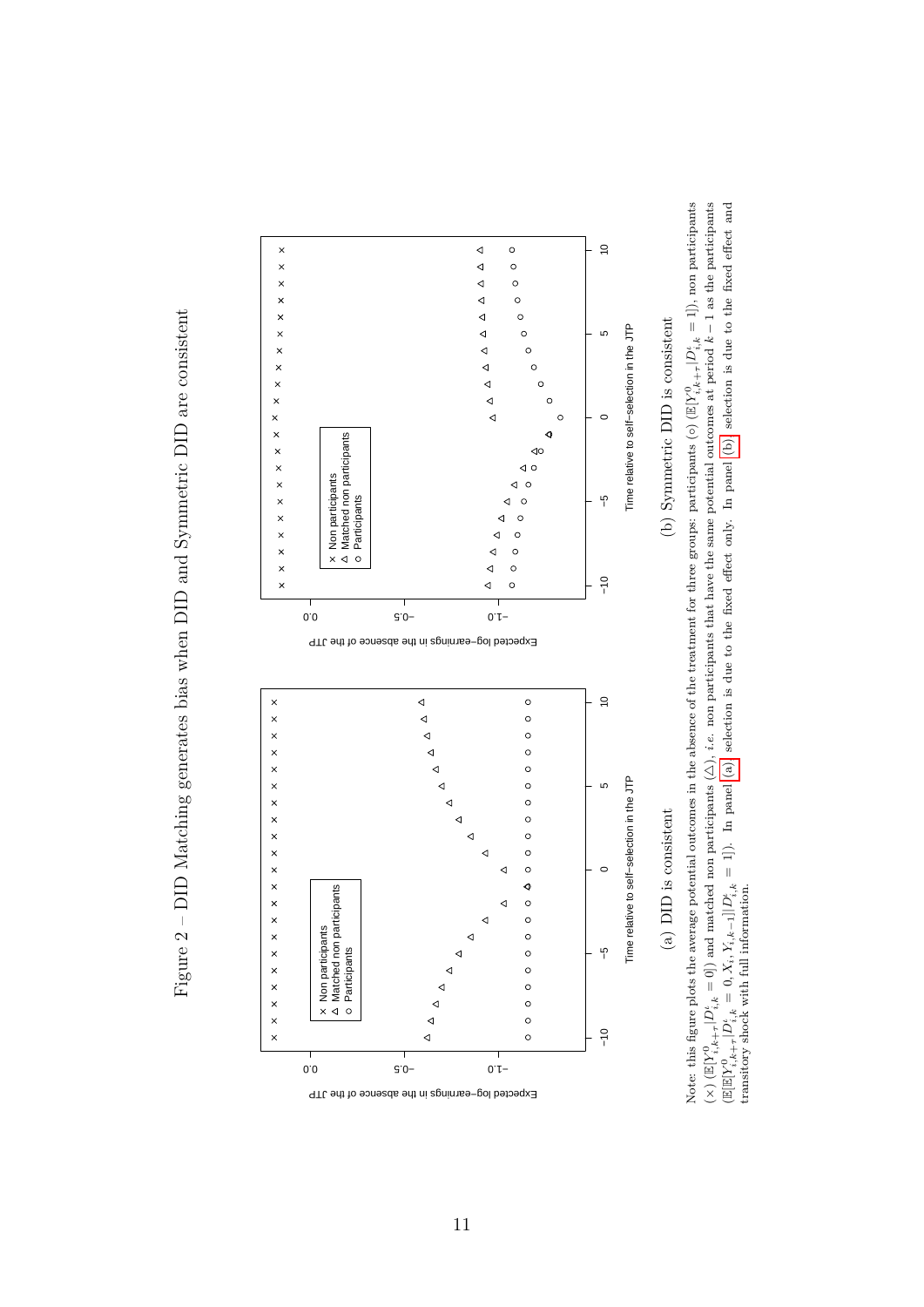Figure 2 – DID Matching generates bias when DID and Symmetric DID are consistent

(a) DID is consistent

(b) Symmetric DID is consistent

Note: this figure plots the average potential outcomes in the absence of the treatment for three groups: participants (○) ($\mathbb{E}[Y^0_{i,k+\tau}|D^{\iota}_{i,k}=1]$), non participants (×) ($\mathbb{E}[Y^0_{i,k+\tau}|D^{\iota}_{i,k}=0]$) and matched non participants (△), *i.e.* non participants that have the same potential outcomes at period $k-1$ as the participants ($\mathbb{E}[\mathbb{E}[Y^0_{i,k+\tau}|D^{\iota}_{i,k}=0,X_i,Y_{i,k-1}]|D^{\iota}_{i,k}=1]$). In panel (a) selection is due to the fixed effect only. In panel (b) selection is due to the fixed effect and transitory shock with full information.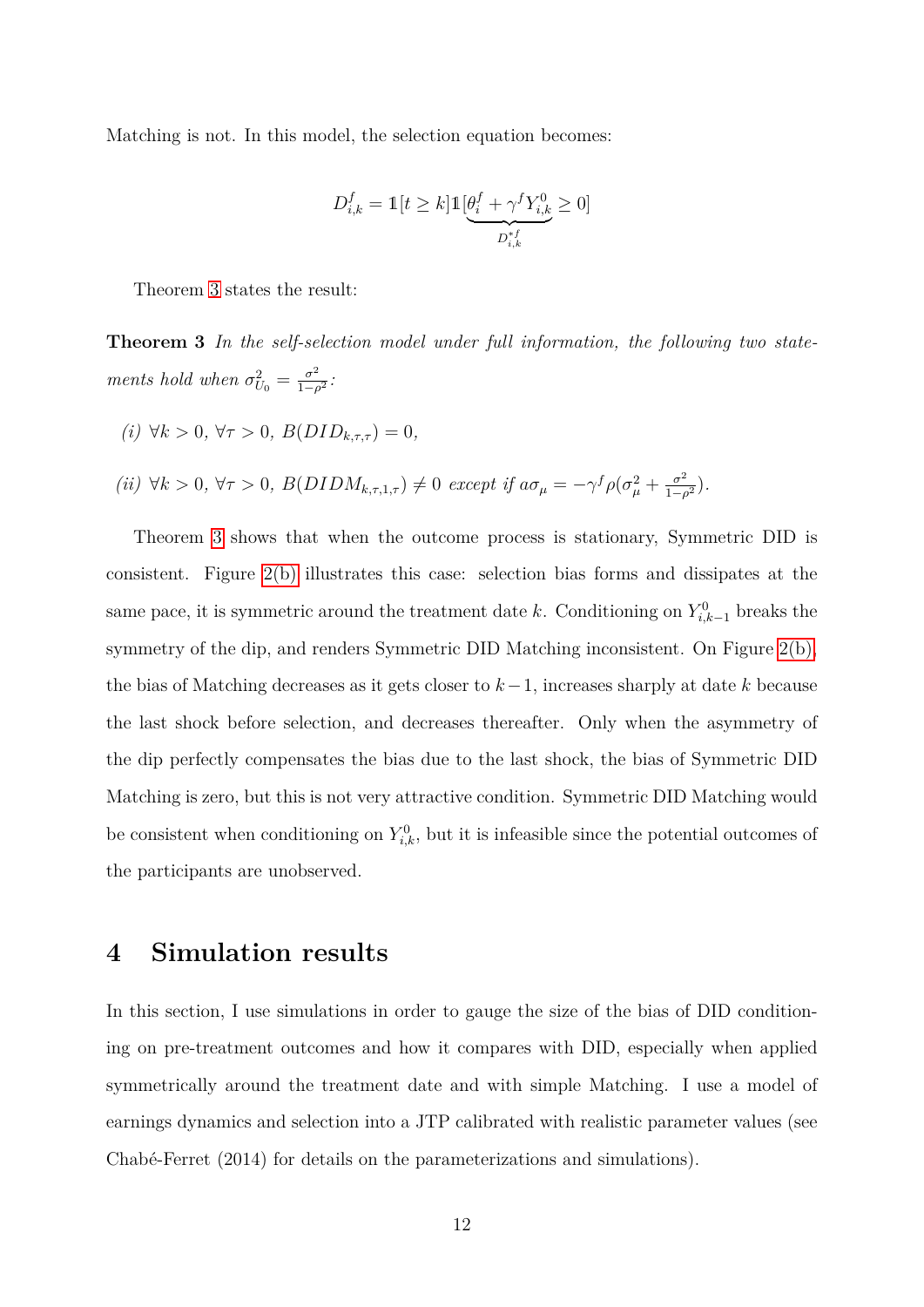Matching is not. In this model, the selection equation becomes:

$$D^f_{i,k} = \mathbb{1}[t \geq k]\mathbb{1}[\underbrace{\theta^f_i + \gamma^f Y^0_{i,k}}_{D^{*f}_{i,k}} \geq 0]$$

Theorem 3 states the result:

**Theorem 3** *In the self-selection model under full information, the following two statements hold when $\sigma^2_{U_0} = \frac{\sigma^2}{1-\rho^2}$:*

*(i) $\forall k > 0$, $\forall \tau > 0$, $B(DID_{k,\tau,\tau}) = 0$,*

*(ii) $\forall k > 0$, $\forall \tau > 0$, $B(DIDM_{k,\tau,1,\tau}) \neq 0$ except if $a\sigma_\mu = -\gamma^f \rho(\sigma^2_\mu + \frac{\sigma^2}{1-\rho^2})$.*

Theorem 3 shows that when the outcome process is stationary, Symmetric DID is consistent. Figure 2(b) illustrates this case: selection bias forms and dissipates at the same pace, it is symmetric around the treatment date $k$. Conditioning on $Y^0_{i,k-1}$ breaks the symmetry of the dip, and renders Symmetric DID Matching inconsistent. On Figure 2(b), the bias of Matching decreases as it gets closer to $k-1$, increases sharply at date $k$ because the last shock before selection, and decreases thereafter. Only when the asymmetry of the dip perfectly compensates the bias due to the last shock, the bias of Symmetric DID Matching is zero, but this is not very attractive condition. Symmetric DID Matching would be consistent when conditioning on $Y^0_{i,k}$, but it is infeasible since the potential outcomes of the participants are unobserved.

# 4 Simulation results

In this section, I use simulations in order to gauge the size of the bias of DID conditioning on pre-treatment outcomes and how it compares with DID, especially when applied symmetrically around the treatment date and with simple Matching. I use a model of earnings dynamics and selection into a JTP calibrated with realistic parameter values (see Chabé-Ferret (2014) for details on the parameterizations and simulations).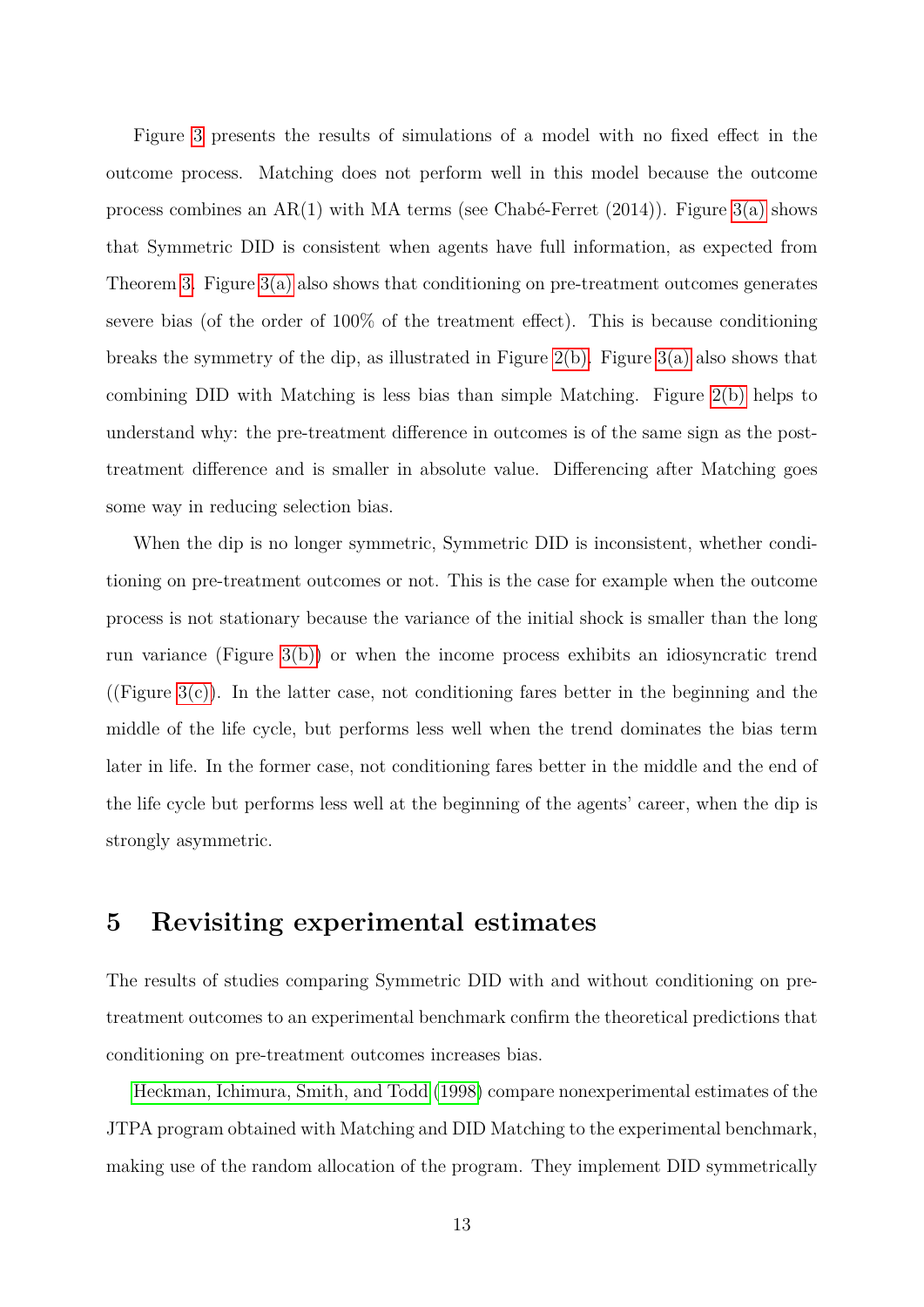Figure 3 presents the results of simulations of a model with no fixed effect in the outcome process. Matching does not perform well in this model because the outcome process combines an AR(1) with MA terms (see Chabé-Ferret (2014)). Figure 3(a) shows that Symmetric DID is consistent when agents have full information, as expected from Theorem 3. Figure 3(a) also shows that conditioning on pre-treatment outcomes generates severe bias (of the order of 100% of the treatment effect). This is because conditioning breaks the symmetry of the dip, as illustrated in Figure 2(b). Figure 3(a) also shows that combining DID with Matching is less bias than simple Matching. Figure 2(b) helps to understand why: the pre-treatment difference in outcomes is of the same sign as the post-treatment difference and is smaller in absolute value. Differencing after Matching goes some way in reducing selection bias.

When the dip is no longer symmetric, Symmetric DID is inconsistent, whether conditioning on pre-treatment outcomes or not. This is the case for example when the outcome process is not stationary because the variance of the initial shock is smaller than the long run variance (Figure 3(b)) or when the income process exhibits an idiosyncratic trend ((Figure 3(c)). In the latter case, not conditioning fares better in the beginning and the middle of the life cycle, but performs less well when the trend dominates the bias term later in life. In the former case, not conditioning fares better in the middle and the end of the life cycle but performs less well at the beginning of the agents' career, when the dip is strongly asymmetric.

# 5 Revisiting experimental estimates

The results of studies comparing Symmetric DID with and without conditioning on pre-treatment outcomes to an experimental benchmark confirm the theoretical predictions that conditioning on pre-treatment outcomes increases bias.

Heckman, Ichimura, Smith, and Todd (1998) compare nonexperimental estimates of the JTPA program obtained with Matching and DID Matching to the experimental benchmark, making use of the random allocation of the program. They implement DID symmetrically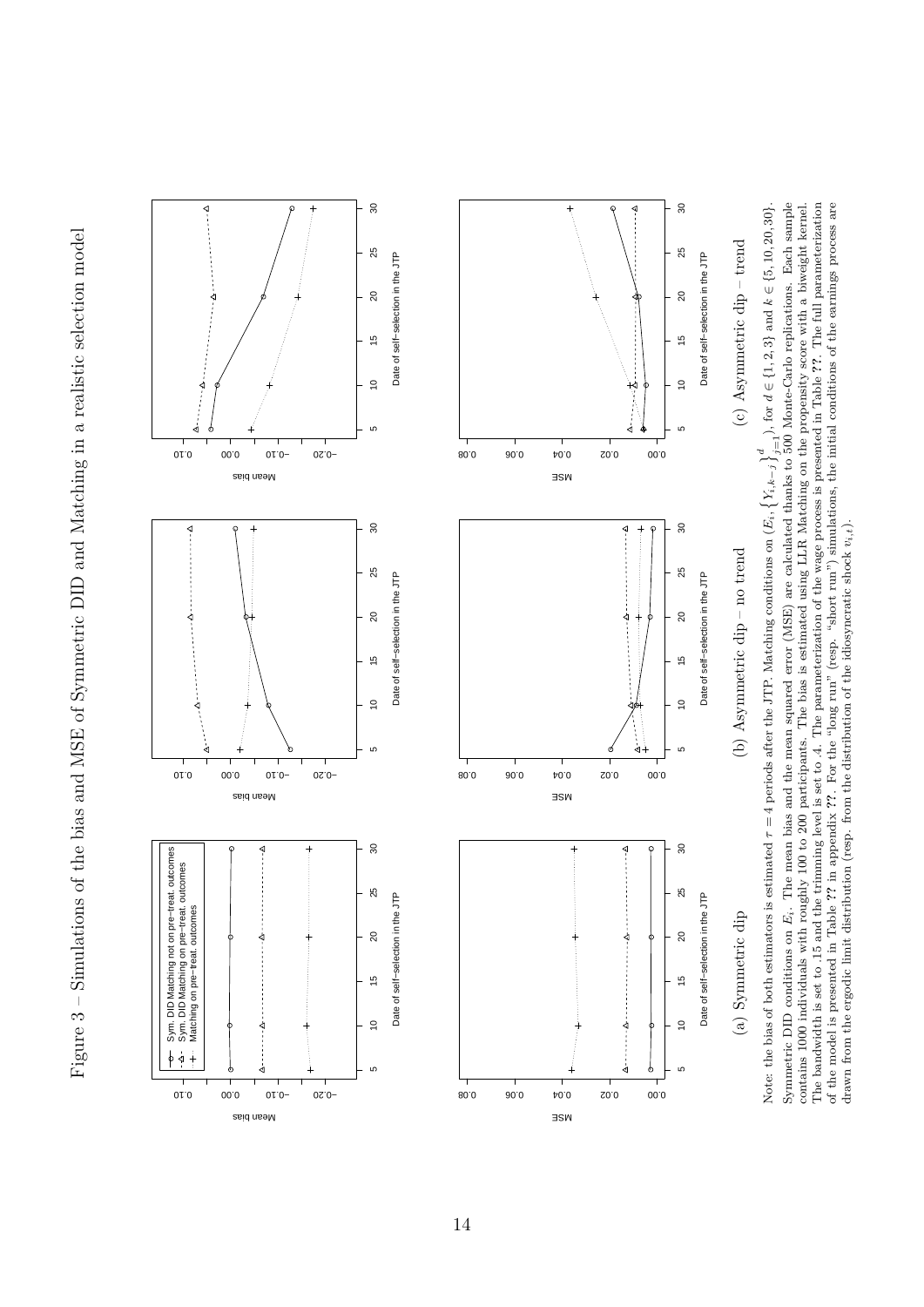Figure 3 – Simulations of the bias and MSE of Symmetric DID and Matching in a realistic selection model

(a) Symmetric dip

(b) Asymmetric dip – no trend

(c) Asymmetric dip – trend

Note: the bias of both estimators is estimated $\tau = 4$ periods after the JTP. Matching conditions on $\left(E_i, \left\{Y_{i,k-j}\right\}_{j=1}^{d}\right)$, for $d \in \{1, 2, 3\}$ and $k \in \{5, 10, 20, 30\}$. Symmetric DID conditions on $E_i$. The mean bias and the mean squared error (MSE) are calculated thanks to 500 Monte-Carlo replications. Each sample contains 1000 individuals with roughly 100 to 200 participants. The bias is estimated using LLR Matching on the propensity score with a biweight kernel. The bandwidth is set to .15 and the trimming level is set to .4. The parameterization of the wage process is presented in Table ??. The full parameterization of the model is presented in Table ?? in appendix ??. For the "long run" (resp. "short run") simulations, the initial conditions of the earnings process are drawn from the ergodic limit distribution (resp. from the distribution of the idiosyncratic shock $v_{i,t}$).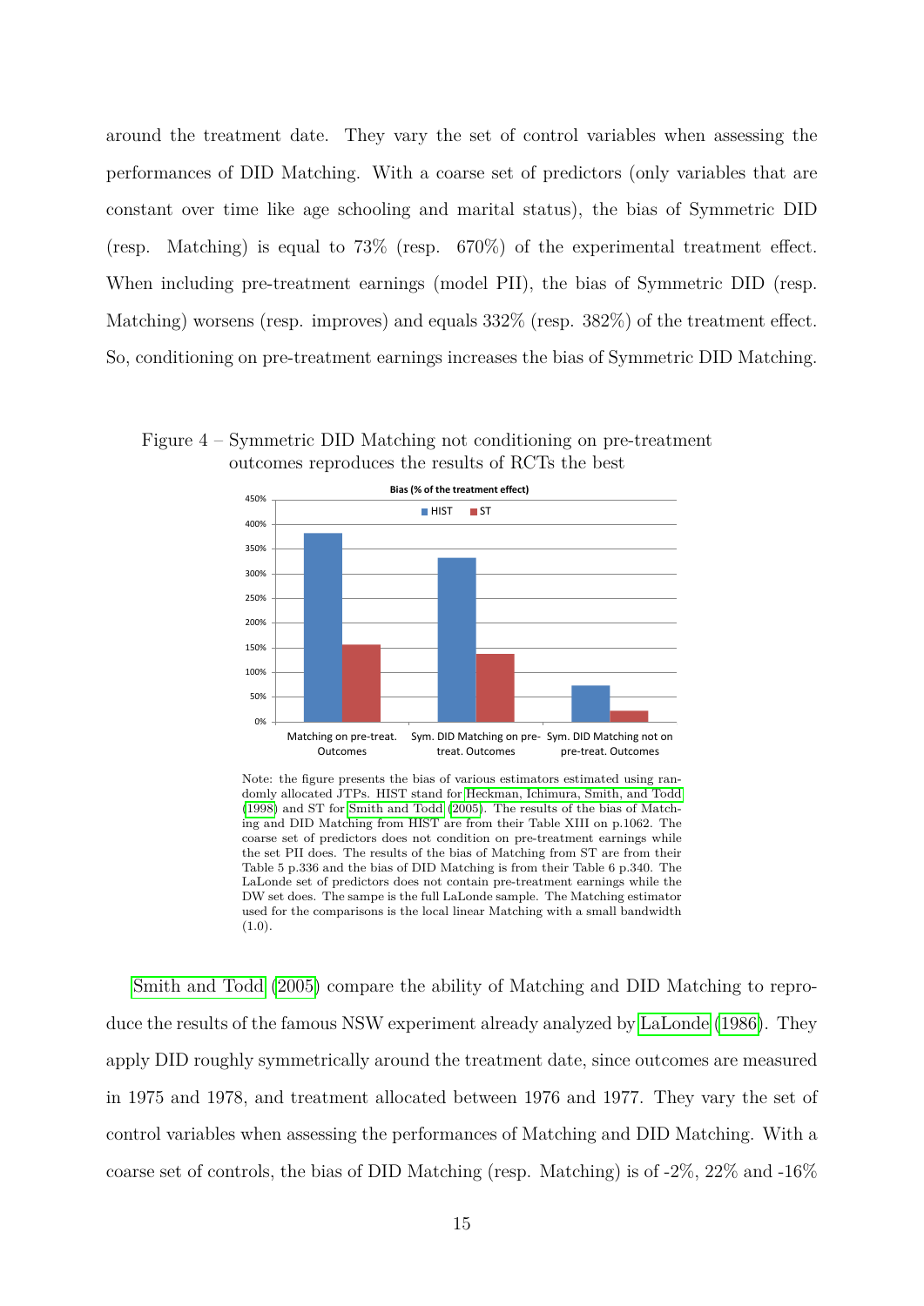around the treatment date. They vary the set of control variables when assessing the performances of DID Matching. With a coarse set of predictors (only variables that are constant over time like age schooling and marital status), the bias of Symmetric DID (resp. Matching) is equal to 73% (resp. 670%) of the experimental treatment effect. When including pre-treatment earnings (model PII), the bias of Symmetric DID (resp. Matching) worsens (resp. improves) and equals 332% (resp. 382%) of the treatment effect. So, conditioning on pre-treatment earnings increases the bias of Symmetric DID Matching.

Figure 4 – Symmetric DID Matching not conditioning on pre-treatment outcomes reproduces the results of RCTs the best

**Bias (% of the treatment effect)**

| | HIST | ST |
|---|---|---|
| Matching on pre-treat. Outcomes | ~380% | ~155% |
| Sym. DID Matching on pre-treat. Outcomes | ~332% | ~137% |
| Sym. DID Matching not on pre-treat. Outcomes | ~73% | ~22% |

Note: the figure presents the bias of various estimators estimated using randomly allocated JTPs. HIST stand for Heckman, Ichimura, Smith, and Todd (1998) and ST for Smith and Todd (2005). The results of the bias of Matching and DID Matching from HIST are from their Table XIII on p.1062. The coarse set of predictors does not condition on pre-treatment earnings while the set PII does. The results of the bias of Matching from ST are from their Table 5 p.336 and the bias of DID Matching is from their Table 6 p.340. The LaLonde set of predictors does not contain pre-treatment earnings while the DW set does. The sampe is the full LaLonde sample. The Matching estimator used for the comparisons is the local linear Matching with a small bandwidth (1.0).

Smith and Todd (2005) compare the ability of Matching and DID Matching to reproduce the results of the famous NSW experiment already analyzed by LaLonde (1986). They apply DID roughly symmetrically around the treatment date, since outcomes are measured in 1975 and 1978, and treatment allocated between 1976 and 1977. They vary the set of control variables when assessing the performances of Matching and DID Matching. With a coarse set of controls, the bias of DID Matching (resp. Matching) is of -2%, 22% and -16%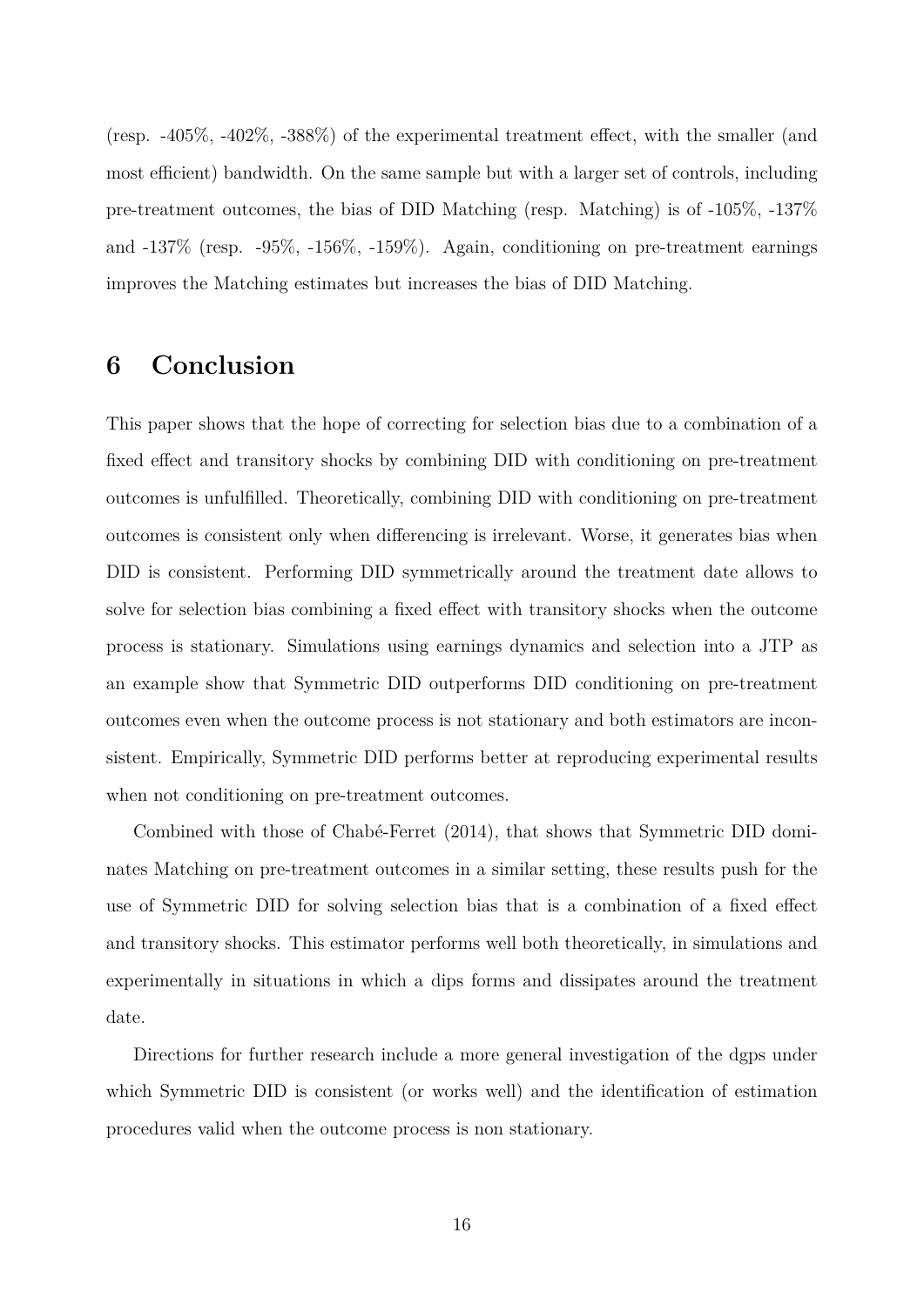(resp. -405%, -402%, -388%) of the experimental treatment effect, with the smaller (and most efficient) bandwidth. On the same sample but with a larger set of controls, including pre-treatment outcomes, the bias of DID Matching (resp. Matching) is of -105%, -137% and -137% (resp. -95%, -156%, -159%). Again, conditioning on pre-treatment earnings improves the Matching estimates but increases the bias of DID Matching.

# 6 Conclusion

This paper shows that the hope of correcting for selection bias due to a combination of a fixed effect and transitory shocks by combining DID with conditioning on pre-treatment outcomes is unfulfilled. Theoretically, combining DID with conditioning on pre-treatment outcomes is consistent only when differencing is irrelevant. Worse, it generates bias when DID is consistent. Performing DID symmetrically around the treatment date allows to solve for selection bias combining a fixed effect with transitory shocks when the outcome process is stationary. Simulations using earnings dynamics and selection into a JTP as an example show that Symmetric DID outperforms DID conditioning on pre-treatment outcomes even when the outcome process is not stationary and both estimators are inconsistent. Empirically, Symmetric DID performs better at reproducing experimental results when not conditioning on pre-treatment outcomes.

Combined with those of Chabé-Ferret (2014), that shows that Symmetric DID dominates Matching on pre-treatment outcomes in a similar setting, these results push for the use of Symmetric DID for solving selection bias that is a combination of a fixed effect and transitory shocks. This estimator performs well both theoretically, in simulations and experimentally in situations in which a dips forms and dissipates around the treatment date.

Directions for further research include a more general investigation of the dgps under which Symmetric DID is consistent (or works well) and the identification of estimation procedures valid when the outcome process is non stationary.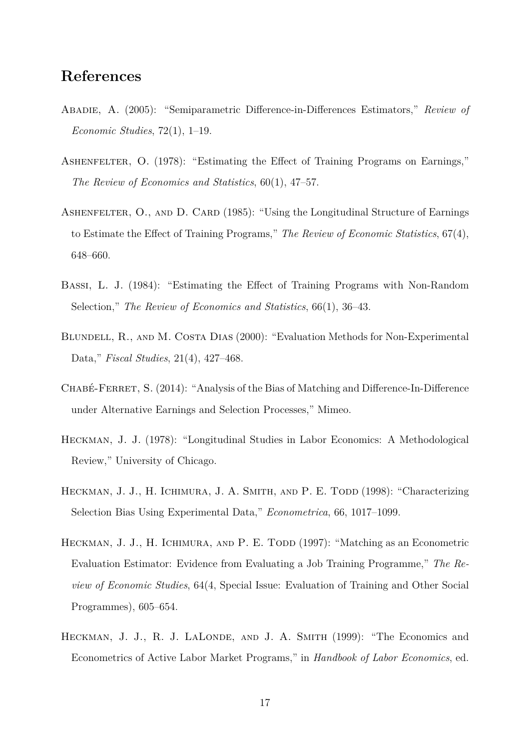## References

Abadie, A. (2005): "Semiparametric Difference-in-Differences Estimators," *Review of Economic Studies*, 72(1), 1–19.

Ashenfelter, O. (1978): "Estimating the Effect of Training Programs on Earnings," *The Review of Economics and Statistics*, 60(1), 47–57.

Ashenfelter, O., and D. Card (1985): "Using the Longitudinal Structure of Earnings to Estimate the Effect of Training Programs," *The Review of Economic Statistics*, 67(4), 648–660.

Bassi, L. J. (1984): "Estimating the Effect of Training Programs with Non-Random Selection," *The Review of Economics and Statistics*, 66(1), 36–43.

Blundell, R., and M. Costa Dias (2000): "Evaluation Methods for Non-Experimental Data," *Fiscal Studies*, 21(4), 427–468.

Chabé-Ferret, S. (2014): "Analysis of the Bias of Matching and Difference-In-Difference under Alternative Earnings and Selection Processes," Mimeo.

Heckman, J. J. (1978): "Longitudinal Studies in Labor Economics: A Methodological Review," University of Chicago.

Heckman, J. J., H. Ichimura, J. A. Smith, and P. E. Todd (1998): "Characterizing Selection Bias Using Experimental Data," *Econometrica*, 66, 1017–1099.

Heckman, J. J., H. Ichimura, and P. E. Todd (1997): "Matching as an Econometric Evaluation Estimator: Evidence from Evaluating a Job Training Programme," *The Review of Economic Studies*, 64(4, Special Issue: Evaluation of Training and Other Social Programmes), 605–654.

Heckman, J. J., R. J. LaLonde, and J. A. Smith (1999): "The Economics and Econometrics of Active Labor Market Programs," in *Handbook of Labor Economics*, ed.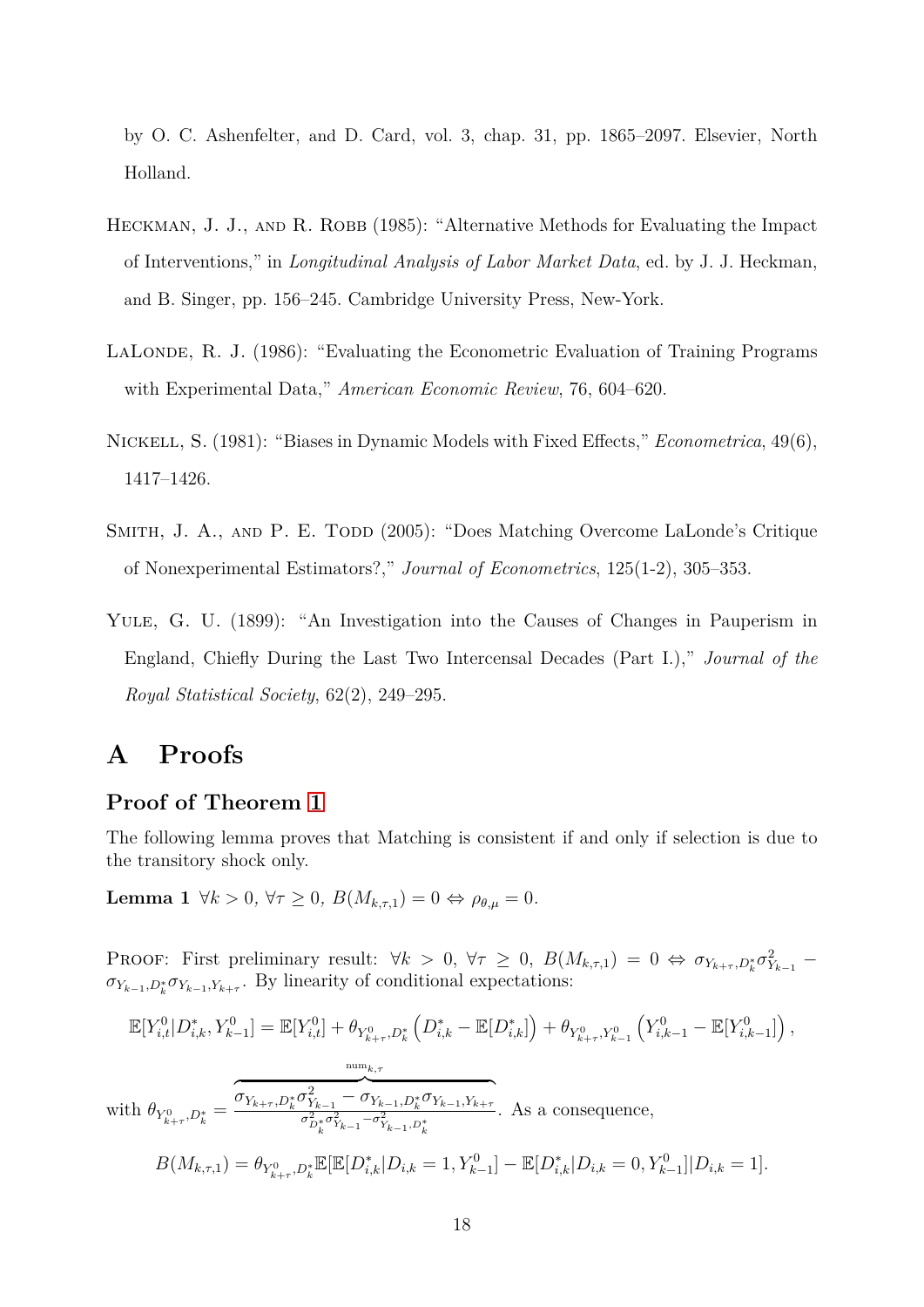by O. C. Ashenfelter, and D. Card, vol. 3, chap. 31, pp. 1865–2097. Elsevier, North Holland.

Heckman, J. J., and R. Robb (1985): "Alternative Methods for Evaluating the Impact of Interventions," in *Longitudinal Analysis of Labor Market Data*, ed. by J. J. Heckman, and B. Singer, pp. 156–245. Cambridge University Press, New-York.

LaLonde, R. J. (1986): "Evaluating the Econometric Evaluation of Training Programs with Experimental Data," *American Economic Review*, 76, 604–620.

Nickell, S. (1981): "Biases in Dynamic Models with Fixed Effects," *Econometrica*, 49(6), 1417–1426.

Smith, J. A., and P. E. Todd (2005): "Does Matching Overcome LaLonde's Critique of Nonexperimental Estimators?," *Journal of Econometrics*, 125(1-2), 305–353.

Yule, G. U. (1899): "An Investigation into the Causes of Changes in Pauperism in England, Chiefly During the Last Two Intercensal Decades (Part I.)," *Journal of the Royal Statistical Society*, 62(2), 249–295.

# A Proofs

## Proof of Theorem 1

The following lemma proves that Matching is consistent if and only if selection is due to the transitory shock only.

**Lemma 1** *$\forall k > 0$, $\forall \tau \geq 0$, $B(M_{k,\tau,1}) = 0 \Leftrightarrow \rho_{\theta,\mu} = 0$.*

Proof: First preliminary result: $\forall k > 0$, $\forall \tau \geq 0$, $B(M_{k,\tau,1}) = 0 \Leftrightarrow \sigma_{Y_{k+\tau},D^*_k}\sigma^2_{Y_{k-1}} - \sigma_{Y_{k-1},D^*_k}\sigma_{Y_{k-1},Y_{k+\tau}}$. By linearity of conditional expectations:

$$\mathbb{E}[Y^0_{i,t}|D^*_{i,k}, Y^0_{k-1}] = \mathbb{E}[Y^0_{i,t}] + \theta_{Y^0_{k+\tau},D^*_k}\left(D^*_{i,k} - \mathbb{E}[D^*_{i,k}]\right) + \theta_{Y^0_{k+\tau},Y^0_{k-1}}\left(Y^0_{i,k-1} - \mathbb{E}[Y^0_{i,k-1}]\right),$$

with $\theta_{Y^0_{k+\tau},D^*_k} = \dfrac{\overbrace{\sigma_{Y_{k+\tau},D^*_k}\sigma^2_{Y_{k-1}} - \sigma_{Y_{k-1},D^*_k}\sigma_{Y_{k-1},Y_{k+\tau}}}^{\text{num}_{k,\tau}}}{\sigma^2_{D^*_k}\sigma^2_{Y_{k-1}} - \sigma^2_{Y_{k-1},D^*_k}}$. As a consequence,

$$B(M_{k,\tau,1}) = \theta_{Y^0_{k+\tau},D^*_k}\mathbb{E}[\mathbb{E}[D^*_{i,k}|D_{i,k} = 1, Y^0_{k-1}] - \mathbb{E}[D^*_{i,k}|D_{i,k} = 0, Y^0_{k-1}]|D_{i,k} = 1].$$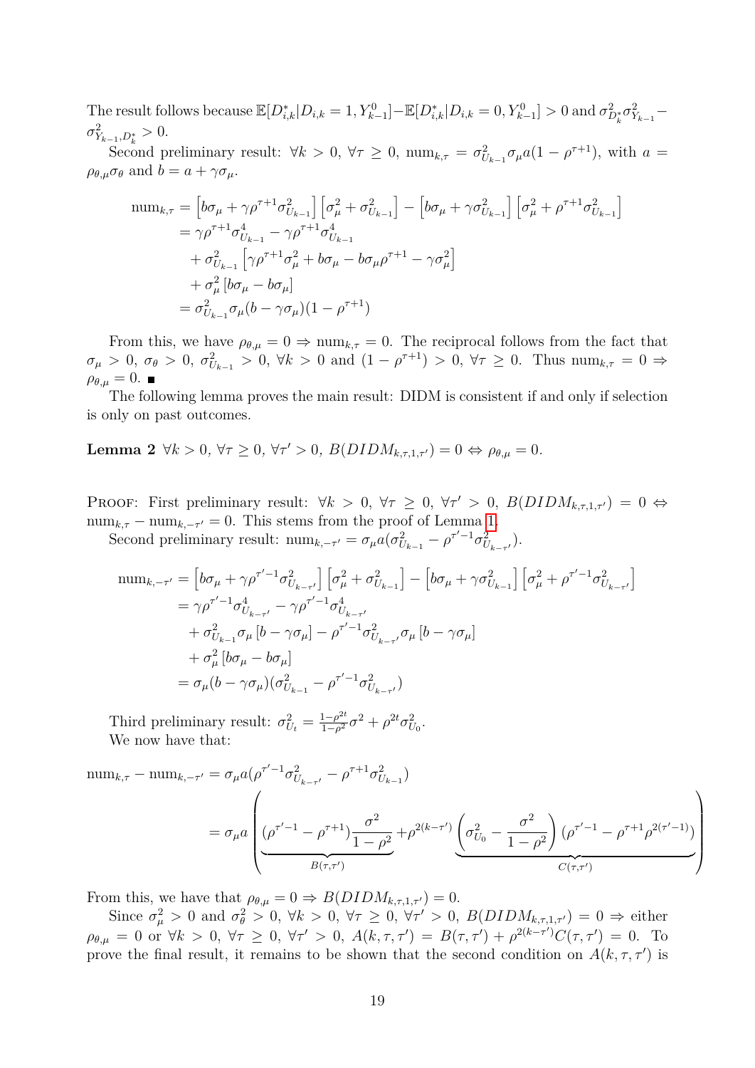The result follows because $\mathbb{E}[D^*_{i,k}|D_{i,k}=1,Y^0_{k-1}]-\mathbb{E}[D^*_{i,k}|D_{i,k}=0,Y^0_{k-1}]>0$ and $\sigma^2_{D^*_k}\sigma^2_{Y_{k-1}}-\sigma^2_{Y_{k-1},D^*_k}>0$.

Second preliminary result: $\forall k>0$, $\forall\tau\geq 0$, $\text{num}_{k,\tau}=\sigma^2_{U_{k-1}}\sigma_\mu a(1-\rho^{\tau+1})$, with $a=\rho_{\theta,\mu}\sigma_\theta$ and $b=a+\gamma\sigma_\mu$.

$$
\begin{aligned}
\text{num}_{k,\tau} &= \left[b\sigma_\mu+\gamma\rho^{\tau+1}\sigma^2_{U_{k-1}}\right]\left[\sigma^2_\mu+\sigma^2_{U_{k-1}}\right]-\left[b\sigma_\mu+\gamma\sigma^2_{U_{k-1}}\right]\left[\sigma^2_\mu+\rho^{\tau+1}\sigma^2_{U_{k-1}}\right]\\
&= \gamma\rho^{\tau+1}\sigma^4_{U_{k-1}}-\gamma\rho^{\tau+1}\sigma^4_{U_{k-1}}\\
&\quad+\sigma^2_{U_{k-1}}\left[\gamma\rho^{\tau+1}\sigma^2_\mu+b\sigma_\mu-b\sigma_\mu\rho^{\tau+1}-\gamma\sigma^2_\mu\right]\\
&\quad+\sigma^2_\mu\left[b\sigma_\mu-b\sigma_\mu\right]\\
&= \sigma^2_{U_{k-1}}\sigma_\mu(b-\gamma\sigma_\mu)(1-\rho^{\tau+1})
\end{aligned}
$$

From this, we have $\rho_{\theta,\mu}=0\Rightarrow\text{num}_{k,\tau}=0$. The reciprocal follows from the fact that $\sigma_\mu>0$, $\sigma_\theta>0$, $\sigma^2_{U_{k-1}}>0$, $\forall k>0$ and $(1-\rho^{\tau+1})>0$, $\forall\tau\geq 0$. Thus $\text{num}_{k,\tau}=0\Rightarrow\rho_{\theta,\mu}=0$. ■

The following lemma proves the main result: DIDM is consistent if and only if selection is only on past outcomes.

**Lemma 2** *$\forall k>0$, $\forall\tau\geq 0$, $\forall\tau'>0$, $B(DIDM_{k,\tau,1,\tau'})=0\Leftrightarrow\rho_{\theta,\mu}=0$.*

Proof: First preliminary result: $\forall k>0$, $\forall\tau\geq 0$, $\forall\tau'>0$, $B(DIDM_{k,\tau,1,\tau'})=0\Leftrightarrow\text{num}_{k,\tau}-\text{num}_{k,-\tau'}=0$. This stems from the proof of Lemma 1.

Second preliminary result: $\text{num}_{k,-\tau'}=\sigma_\mu a(\sigma^2_{U_{k-1}}-\rho^{\tau'-1}\sigma^2_{U_{k-\tau'}})$.

$$
\begin{aligned}
\text{num}_{k,-\tau'} &= \left[b\sigma_\mu+\gamma\rho^{\tau'-1}\sigma^2_{U_{k-\tau'}}\right]\left[\sigma^2_\mu+\sigma^2_{U_{k-1}}\right]-\left[b\sigma_\mu+\gamma\sigma^2_{U_{k-1}}\right]\left[\sigma^2_\mu+\rho^{\tau'-1}\sigma^2_{U_{k-\tau'}}\right]\\
&= \gamma\rho^{\tau'-1}\sigma^4_{U_{k-\tau'}}-\gamma\rho^{\tau'-1}\sigma^4_{U_{k-\tau'}}\\
&\quad+\sigma^2_{U_{k-1}}\sigma_\mu\left[b-\gamma\sigma_\mu\right]-\rho^{\tau'-1}\sigma^2_{U_{k-\tau'}}\sigma_\mu\left[b-\gamma\sigma_\mu\right]\\
&\quad+\sigma^2_\mu\left[b\sigma_\mu-b\sigma_\mu\right]\\
&= \sigma_\mu(b-\gamma\sigma_\mu)(\sigma^2_{U_{k-1}}-\rho^{\tau'-1}\sigma^2_{U_{k-\tau'}})
\end{aligned}
$$

Third preliminary result: $\sigma^2_{U_t}=\frac{1-\rho^{2t}}{1-\rho^2}\sigma^2+\rho^{2t}\sigma^2_{U_0}$.

We now have that:

$$
\begin{aligned}
\text{num}_{k,\tau}-\text{num}_{k,-\tau'} &= \sigma_\mu a(\rho^{\tau'-1}\sigma^2_{U_{k-\tau'}}-\rho^{\tau+1}\sigma^2_{U_{k-1}})\\
&= \sigma_\mu a\left(\underbrace{(\rho^{\tau'-1}-\rho^{\tau+1})\frac{\sigma^2}{1-\rho^2}}_{B(\tau,\tau')}+\rho^{2(k-\tau')}\underbrace{\left(\sigma^2_{U_0}-\frac{\sigma^2}{1-\rho^2}\right)(\rho^{\tau'-1}-\rho^{\tau+1}\rho^{2(\tau'-1)})}_{C(\tau,\tau')}\right)
\end{aligned}
$$

From this, we have that $\rho_{\theta,\mu}=0\Rightarrow B(DIDM_{k,\tau,1,\tau'})=0$.

Since $\sigma^2_\mu>0$ and $\sigma^2_\theta>0$, $\forall k>0$, $\forall\tau\geq 0$, $\forall\tau'>0$, $B(DIDM_{k,\tau,1,\tau'})=0\Rightarrow$ either $\rho_{\theta,\mu}=0$ or $\forall k>0$, $\forall\tau\geq 0$, $\forall\tau'>0$, $A(k,\tau,\tau')=B(\tau,\tau')+\rho^{2(k-\tau')}C(\tau,\tau')=0$. To prove the final result, it remains to be shown that the second condition on $A(k,\tau,\tau')$ is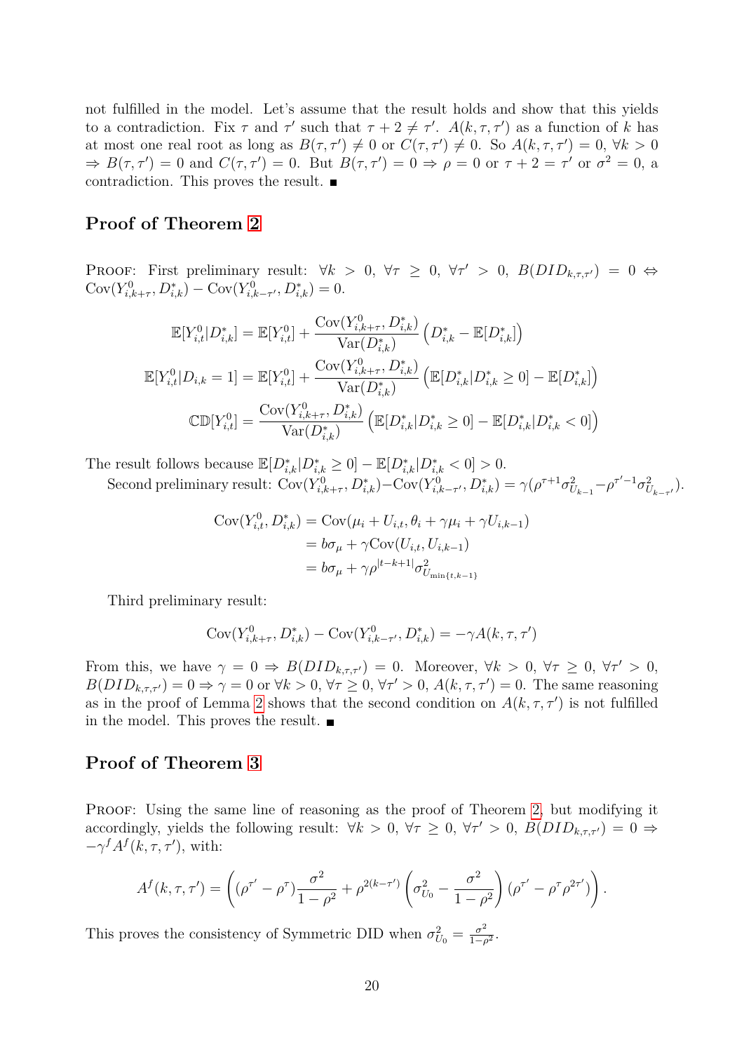not fulfilled in the model. Let's assume that the result holds and show that this yields to a contradiction. Fix $\tau$ and $\tau'$ such that $\tau + 2 \neq \tau'$. $A(k,\tau,\tau')$ as a function of $k$ has at most one real root as long as $B(\tau,\tau') \neq 0$ or $C(\tau,\tau') \neq 0$. So $A(k,\tau,\tau') = 0$, $\forall k > 0$ $\Rightarrow B(\tau,\tau') = 0$ and $C(\tau,\tau') = 0$. But $B(\tau,\tau') = 0 \Rightarrow \rho = 0$ or $\tau + 2 = \tau'$ or $\sigma^2 = 0$, a contradiction. This proves the result. ■

## Proof of Theorem 2

Proof: First preliminary result: $\forall k > 0$, $\forall \tau \geq 0$, $\forall \tau' > 0$, $B(DID_{k,\tau,\tau'}) = 0 \Leftrightarrow \text{Cov}(Y^0_{i,k+\tau}, D^*_{i,k}) - \text{Cov}(Y^0_{i,k-\tau'}, D^*_{i,k}) = 0$.

$$
\begin{aligned}
\mathbb{E}[Y^0_{i,t}|D^*_{i,k}] &= \mathbb{E}[Y^0_{i,t}] + \frac{\text{Cov}(Y^0_{i,k+\tau}, D^*_{i,k})}{\text{Var}(D^*_{i,k})}\left(D^*_{i,k} - \mathbb{E}[D^*_{i,k}]\right) \\
\mathbb{E}[Y^0_{i,t}|D_{i,k} = 1] &= \mathbb{E}[Y^0_{i,t}] + \frac{\text{Cov}(Y^0_{i,k+\tau}, D^*_{i,k})}{\text{Var}(D^*_{i,k})}\left(\mathbb{E}[D^*_{i,k}|D^*_{i,k} \geq 0] - \mathbb{E}[D^*_{i,k}]\right) \\
\mathbb{CD}[Y^0_{i,t}] &= \frac{\text{Cov}(Y^0_{i,k+\tau}, D^*_{i,k})}{\text{Var}(D^*_{i,k})}\left(\mathbb{E}[D^*_{i,k}|D^*_{i,k} \geq 0] - \mathbb{E}[D^*_{i,k}|D^*_{i,k} < 0]\right)
\end{aligned}
$$

The result follows because $\mathbb{E}[D^*_{i,k}|D^*_{i,k} \geq 0] - \mathbb{E}[D^*_{i,k}|D^*_{i,k} < 0] > 0$.

Second preliminary result: $\text{Cov}(Y^0_{i,k+\tau}, D^*_{i,k}) - \text{Cov}(Y^0_{i,k-\tau'}, D^*_{i,k}) = \gamma(\rho^{\tau+1}\sigma^2_{U_{k-1}} - \rho^{\tau'-1}\sigma^2_{U_{k-\tau'}})$.

$$
\begin{aligned}
\text{Cov}(Y^0_{i,t}, D^*_{i,k}) &= \text{Cov}(\mu_i + U_{i,t}, \theta_i + \gamma\mu_i + \gamma U_{i,k-1}) \\
&= b\sigma_\mu + \gamma \text{Cov}(U_{i,t}, U_{i,k-1}) \\
&= b\sigma_\mu + \gamma\rho^{|t-k+1|}\sigma^2_{U_{\min\{t,k-1\}}}
\end{aligned}
$$

Third preliminary result:

$$
\text{Cov}(Y^0_{i,k+\tau}, D^*_{i,k}) - \text{Cov}(Y^0_{i,k-\tau'}, D^*_{i,k}) = -\gamma A(k,\tau,\tau')
$$

From this, we have $\gamma = 0 \Rightarrow B(DID_{k,\tau,\tau'}) = 0$. Moreover, $\forall k > 0$, $\forall \tau \geq 0$, $\forall \tau' > 0$, $B(DID_{k,\tau,\tau'}) = 0 \Rightarrow \gamma = 0$ or $\forall k > 0$, $\forall \tau \geq 0$, $\forall \tau' > 0$, $A(k,\tau,\tau') = 0$. The same reasoning as in the proof of Lemma 2 shows that the second condition on $A(k,\tau,\tau')$ is not fulfilled in the model. This proves the result. ■

## Proof of Theorem 3

Proof: Using the same line of reasoning as the proof of Theorem 2, but modifying it accordingly, yields the following result: $\forall k > 0$, $\forall \tau \geq 0$, $\forall \tau' > 0$, $B(DID_{k,\tau,\tau'}) = 0 \Rightarrow -\gamma^f A^f(k,\tau,\tau')$, with:

$$
A^f(k,\tau,\tau') = \left((\rho^{\tau'} - \rho^{\tau})\frac{\sigma^2}{1-\rho^2} + \rho^{2(k-\tau')}\left(\sigma^2_{U_0} - \frac{\sigma^2}{1-\rho^2}\right)(\rho^{\tau'} - \rho^{\tau}\rho^{2\tau'})\right).
$$

This proves the consistency of Symmetric DID when $\sigma^2_{U_0} = \frac{\sigma^2}{1-\rho^2}$.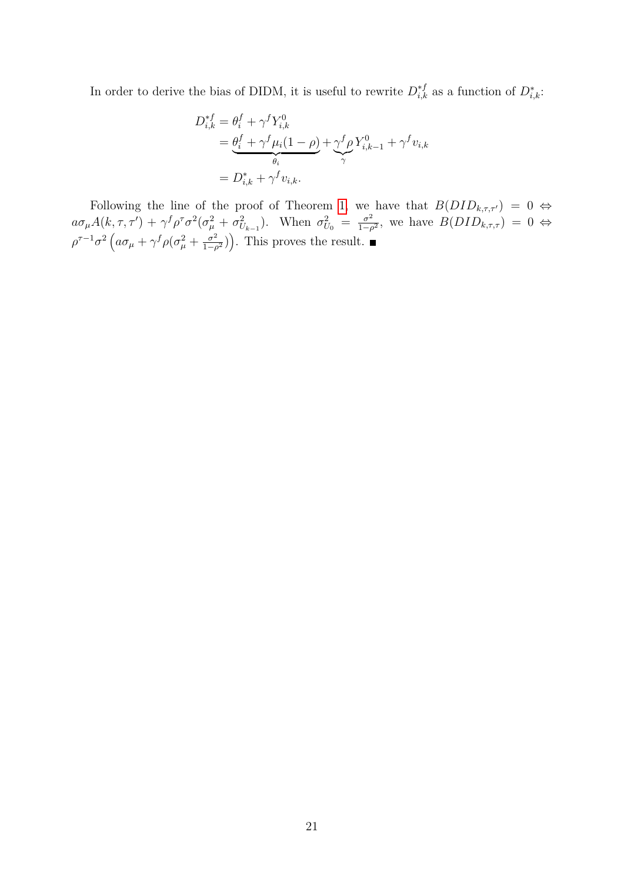In order to derive the bias of DIDM, it is useful to rewrite $D^{*f}_{i,k}$ as a function of $D^{*}_{i,k}$:

$$
\begin{aligned}
D^{*f}_{i,k} &= \theta^f_i + \gamma^f Y^0_{i,k} \\
&= \underbrace{\theta^f_i + \gamma^f \mu_i (1-\rho)}_{\theta_i} + \underbrace{\gamma^f \rho}_{\gamma} Y^0_{i,k-1} + \gamma^f v_{i,k} \\
&= D^{*}_{i,k} + \gamma^f v_{i,k}.
\end{aligned}
$$

Following the line of the proof of Theorem 1, we have that $B(DID_{k,\tau,\tau'}) = 0 \Leftrightarrow a\sigma_\mu A(k,\tau,\tau') + \gamma^f \rho^\tau \sigma^2 (\sigma^2_\mu + \sigma^2_{U_{k-1}})$. When $\sigma^2_{U_0} = \frac{\sigma^2}{1-\rho^2}$, we have $B(DID_{k,\tau,\tau}) = 0 \Leftrightarrow \rho^{\tau-1}\sigma^2 \left( a\sigma_\mu + \gamma^f \rho (\sigma^2_\mu + \frac{\sigma^2}{1-\rho^2}) \right)$. This proves the result. ∎